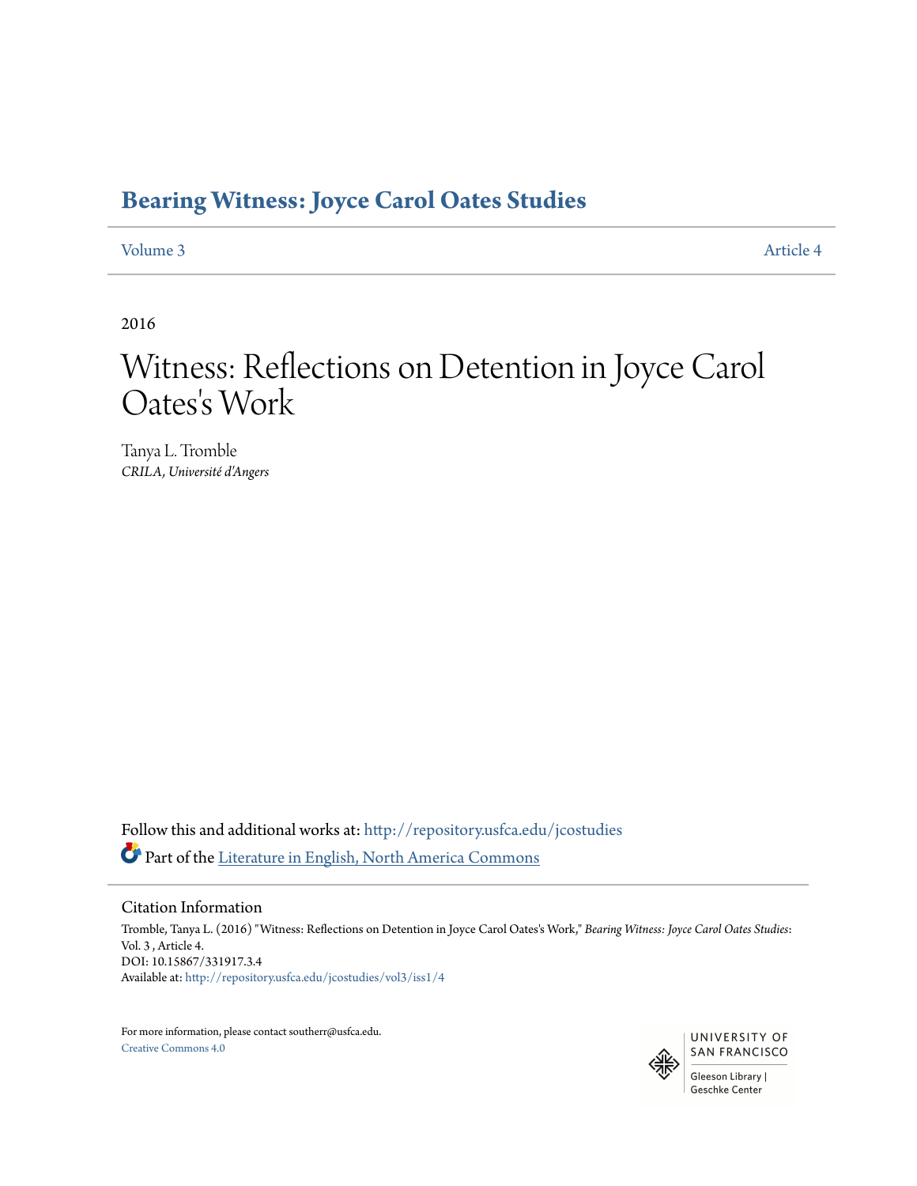# Bearing Witness: Joyce Carol Oates Studies

Volume 3 | Article 4

2016

# Witness: Reflections on Detention in Joyce Carol Oates's Work

Tanya L. Tromble
*CRILA, Université d'Angers*

Follow this and additional works at: http://repository.usfca.edu/jcostudies

Part of the Literature in English, North America Commons

## Citation Information

Tromble, Tanya L. (2016) "Witness: Reflections on Detention in Joyce Carol Oates's Work," *Bearing Witness: Joyce Carol Oates Studies*: Vol. 3 , Article 4.
DOI: 10.15867/331917.3.4
Available at: http://repository.usfca.edu/jcostudies/vol3/iss1/4

For more information, please contact southerr@usfca.edu.
Creative Commons 4.0

UNIVERSITY OF SAN FRANCISCO
Gleeson Library | Geschke Center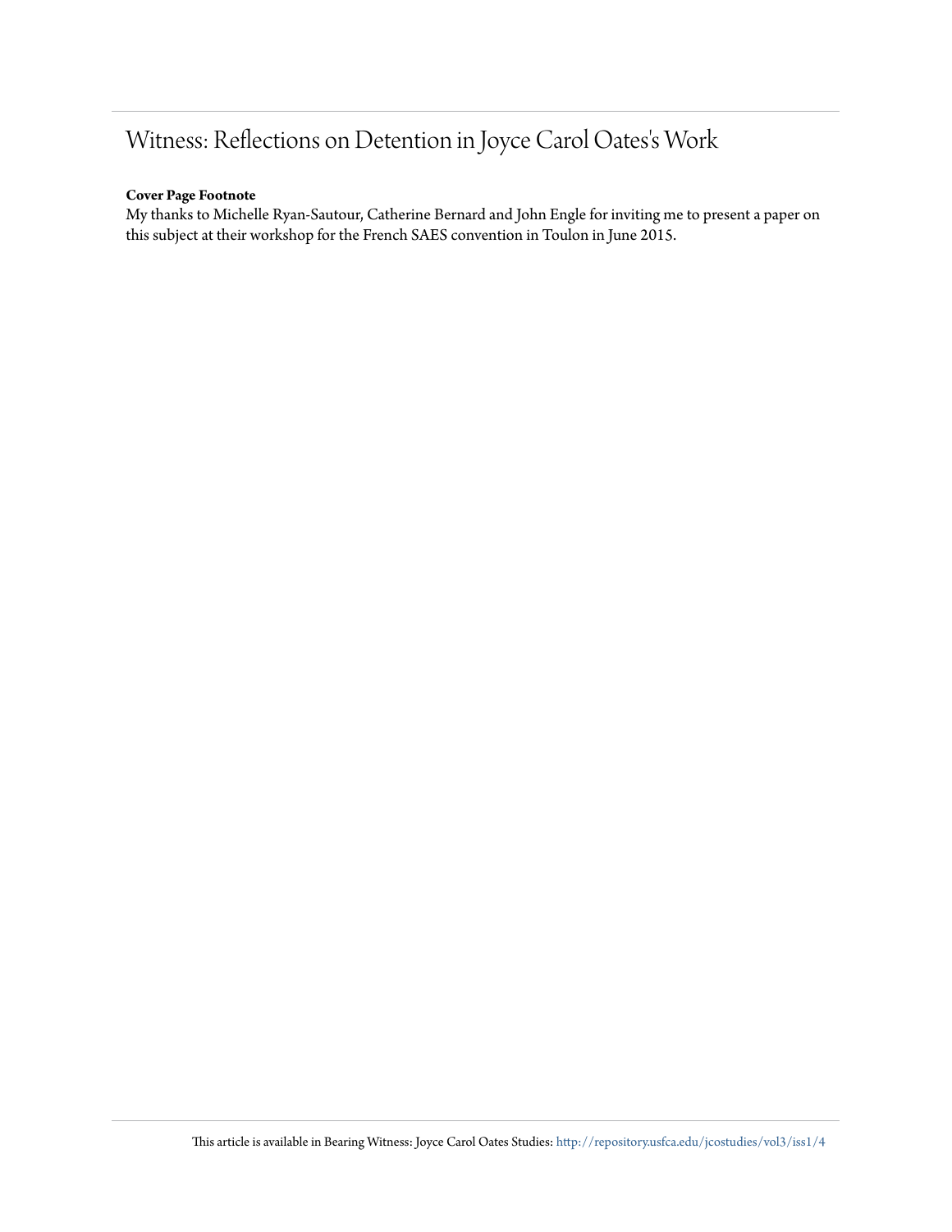# Witness: Reflections on Detention in Joyce Carol Oates's Work

**Cover Page Footnote**

My thanks to Michelle Ryan-Sautour, Catherine Bernard and John Engle for inviting me to present a paper on this subject at their workshop for the French SAES convention in Toulon in June 2015.

This article is available in Bearing Witness: Joyce Carol Oates Studies: http://repository.usfca.edu/jcostudies/vol3/iss1/4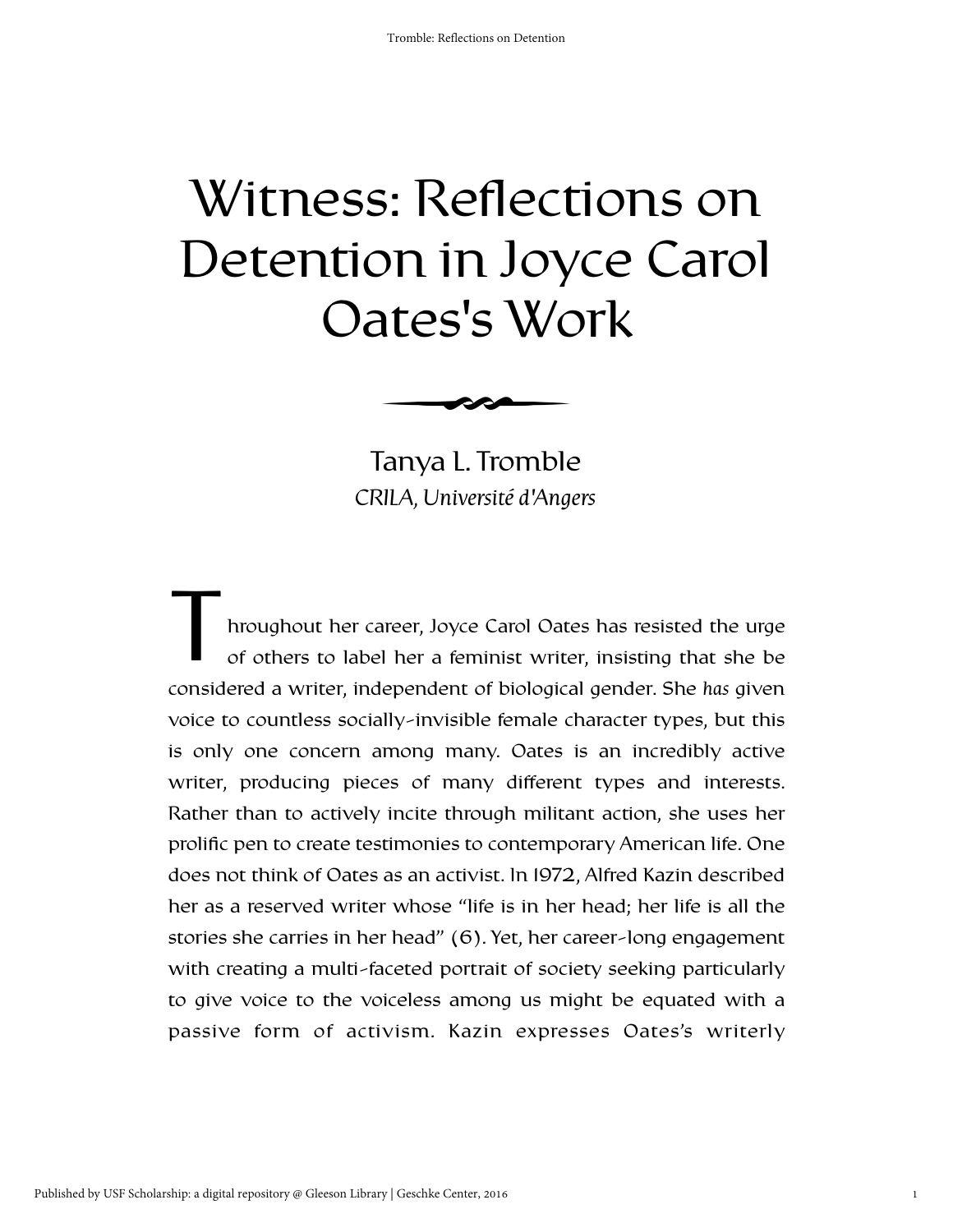# Witness: Reflections on Detention in Joyce Carol Oates's Work

Tanya L. Tromble
*CRILA, Université d'Angers*

Throughout her career, Joyce Carol Oates has resisted the urge of others to label her a feminist writer, insisting that she be considered a writer, independent of biological gender. She *has* given voice to countless socially-invisible female character types, but this is only one concern among many. Oates is an incredibly active writer, producing pieces of many different types and interests. Rather than to actively incite through militant action, she uses her prolific pen to create testimonies to contemporary American life. One does not think of Oates as an activist. In 1972, Alfred Kazin described her as a reserved writer whose "life is in her head; her life is all the stories she carries in her head" (6). Yet, her career-long engagement with creating a multi-faceted portrait of society seeking particularly to give voice to the voiceless among us might be equated with a passive form of activism. Kazin expresses Oates's writerly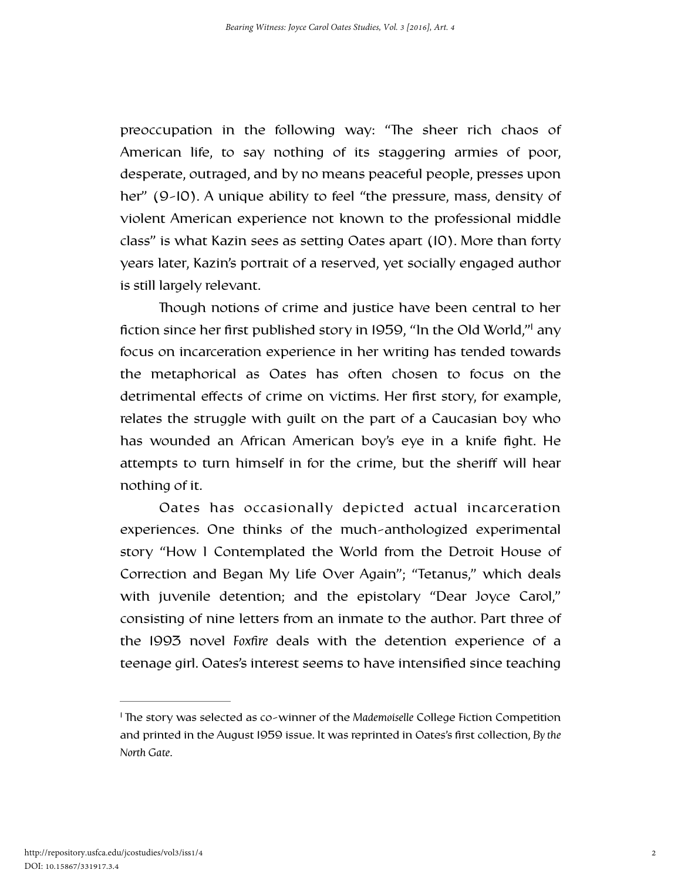preoccupation in the following way: "The sheer rich chaos of American life, to say nothing of its staggering armies of poor, desperate, outraged, and by no means peaceful people, presses upon her" (9-10). A unique ability to feel "the pressure, mass, density of violent American experience not known to the professional middle class" is what Kazin sees as setting Oates apart (10). More than forty years later, Kazin's portrait of a reserved, yet socially engaged author is still largely relevant.

Though notions of crime and justice have been central to her fiction since her first published story in 1959, "In the Old World,"[1] any focus on incarceration experience in her writing has tended towards the metaphorical as Oates has often chosen to focus on the detrimental effects of crime on victims. Her first story, for example, relates the struggle with guilt on the part of a Caucasian boy who has wounded an African American boy's eye in a knife fight. He attempts to turn himself in for the crime, but the sheriff will hear nothing of it.

Oates has occasionally depicted actual incarceration experiences. One thinks of the much-anthologized experimental story "How I Contemplated the World from the Detroit House of Correction and Began My Life Over Again"; "Tetanus," which deals with juvenile detention; and the epistolary "Dear Joyce Carol," consisting of nine letters from an inmate to the author. Part three of the 1993 novel *Foxfire* deals with the detention experience of a teenage girl. Oates's interest seems to have intensified since teaching

---

[1] The story was selected as co-winner of the *Mademoiselle* College Fiction Competition and printed in the August 1959 issue. It was reprinted in Oates's first collection, *By the North Gate*.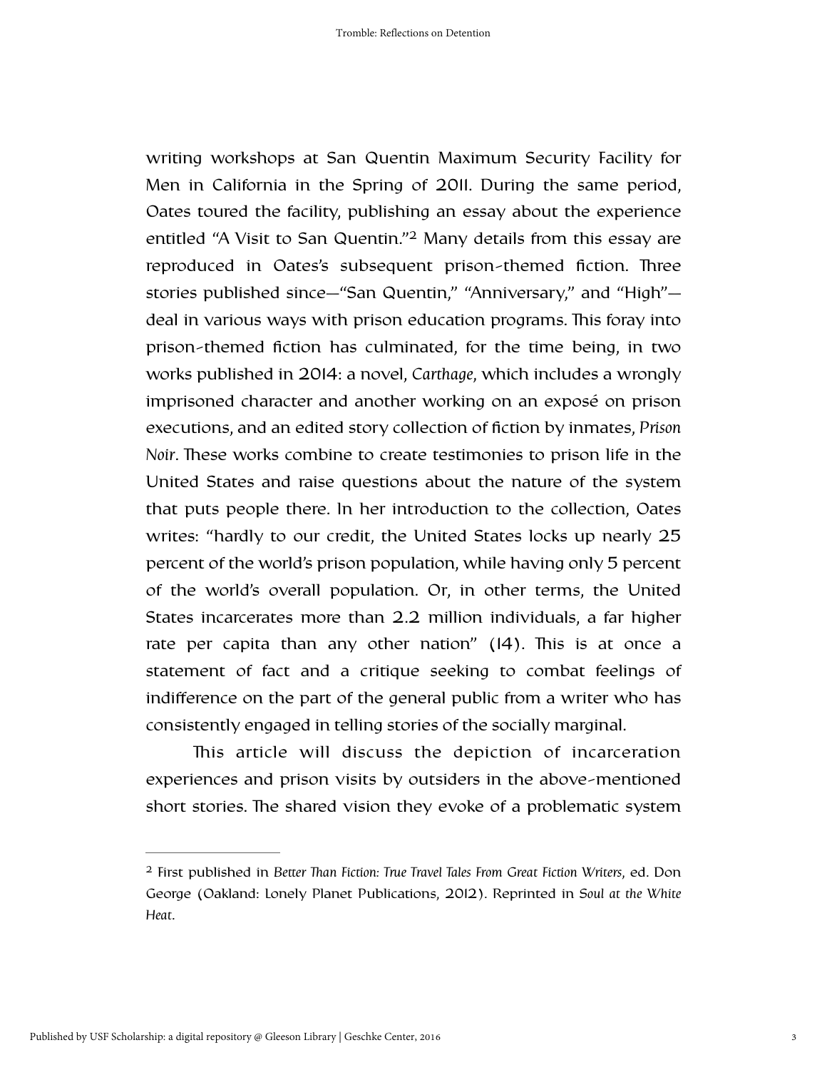writing workshops at San Quentin Maximum Security Facility for Men in California in the Spring of 2011. During the same period, Oates toured the facility, publishing an essay about the experience entitled "A Visit to San Quentin."[2] Many details from this essay are reproduced in Oates's subsequent prison-themed fiction. Three stories published since—"San Quentin," "Anniversary," and "High"—deal in various ways with prison education programs. This foray into prison-themed fiction has culminated, for the time being, in two works published in 2014: a novel, *Carthage*, which includes a wrongly imprisoned character and another working on an exposé on prison executions, and an edited story collection of fiction by inmates, *Prison Noir*. These works combine to create testimonies to prison life in the United States and raise questions about the nature of the system that puts people there. In her introduction to the collection, Oates writes: "hardly to our credit, the United States locks up nearly 25 percent of the world's prison population, while having only 5 percent of the world's overall population. Or, in other terms, the United States incarcerates more than 2.2 million individuals, a far higher rate per capita than any other nation" (14). This is at once a statement of fact and a critique seeking to combat feelings of indifference on the part of the general public from a writer who has consistently engaged in telling stories of the socially marginal.

This article will discuss the depiction of incarceration experiences and prison visits by outsiders in the above-mentioned short stories. The shared vision they evoke of a problematic system

---

[2] First published in *Better Than Fiction: True Travel Tales From Great Fiction Writers*, ed. Don George (Oakland: Lonely Planet Publications, 2012). Reprinted in *Soul at the White Heat*.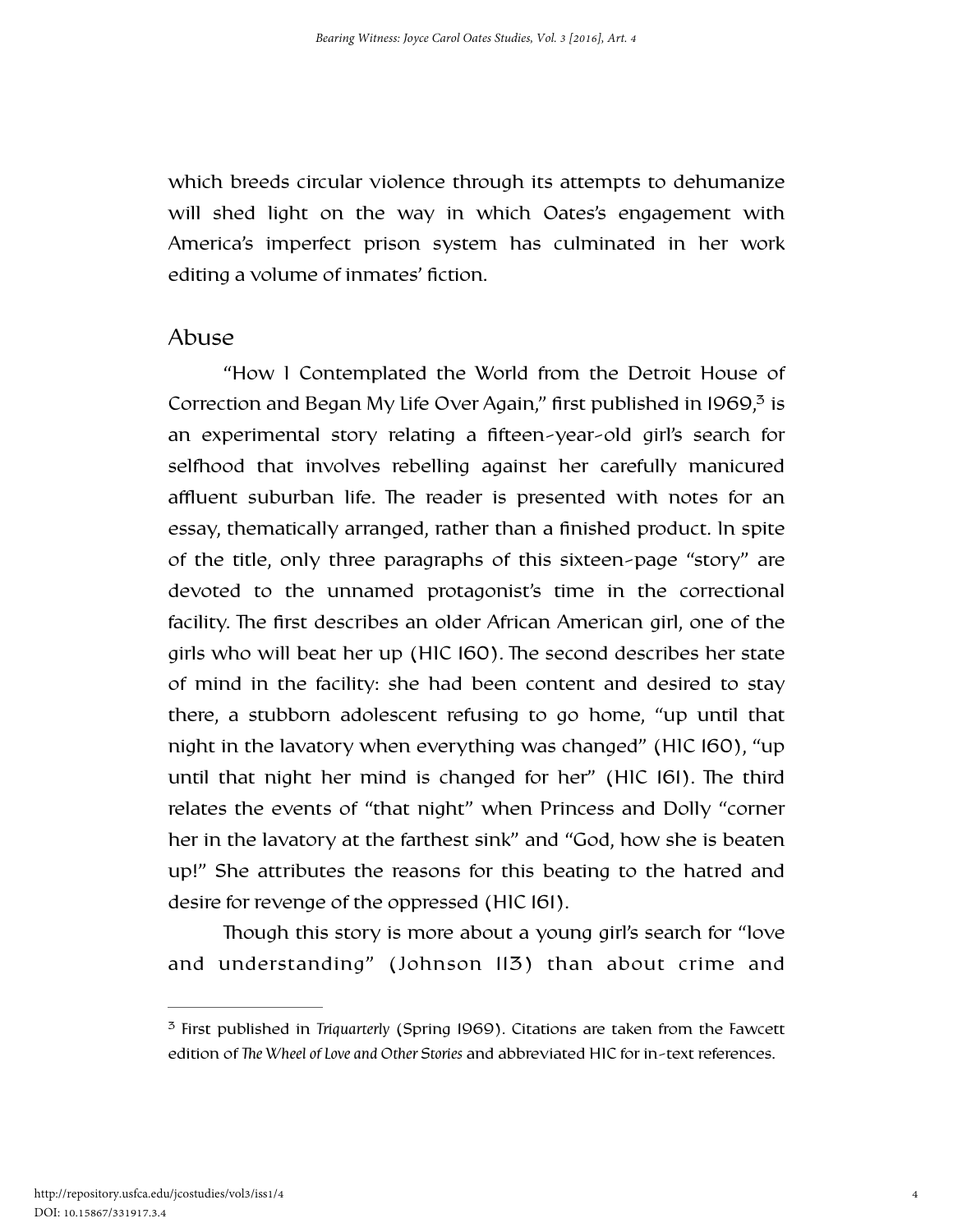which breeds circular violence through its attempts to dehumanize will shed light on the way in which Oates's engagement with America's imperfect prison system has culminated in her work editing a volume of inmates' fiction.

## Abuse

"How I Contemplated the World from the Detroit House of Correction and Began My Life Over Again," first published in 1969,[3] is an experimental story relating a fifteen-year-old girl's search for selfhood that involves rebelling against her carefully manicured affluent suburban life. The reader is presented with notes for an essay, thematically arranged, rather than a finished product. In spite of the title, only three paragraphs of this sixteen-page "story" are devoted to the unnamed protagonist's time in the correctional facility. The first describes an older African American girl, one of the girls who will beat her up (HIC 160). The second describes her state of mind in the facility: she had been content and desired to stay there, a stubborn adolescent refusing to go home, "up until that night in the lavatory when everything was changed" (HIC 160), "up until that night her mind is changed for her" (HIC 161). The third relates the events of "that night" when Princess and Dolly "corner her in the lavatory at the farthest sink" and "God, how she is beaten up!" She attributes the reasons for this beating to the hatred and desire for revenge of the oppressed (HIC 161).

Though this story is more about a young girl's search for "love and understanding" (Johnson 113) than about crime and

---

[3] First published in *Triquarterly* (Spring 1969). Citations are taken from the Fawcett edition of *The Wheel of Love and Other Stories* and abbreviated HIC for in-text references.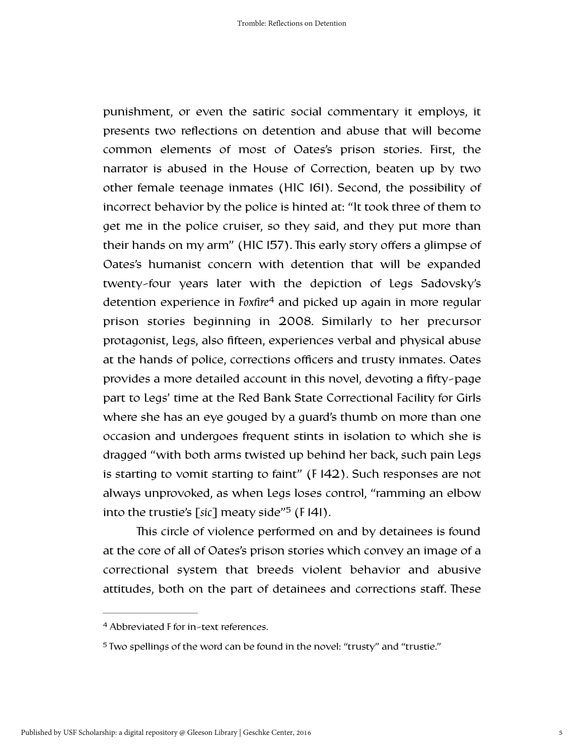punishment, or even the satiric social commentary it employs, it presents two reflections on detention and abuse that will become common elements of most of Oates's prison stories. First, the narrator is abused in the House of Correction, beaten up by two other female teenage inmates (HIC 161). Second, the possibility of incorrect behavior by the police is hinted at: "It took three of them to get me in the police cruiser, so they said, and they put more than their hands on my arm" (HIC 157). This early story offers a glimpse of Oates's humanist concern with detention that will be expanded twenty-four years later with the depiction of Legs Sadovsky's detention experience in *Foxfire*[4] and picked up again in more regular prison stories beginning in 2008. Similarly to her precursor protagonist, Legs, also fifteen, experiences verbal and physical abuse at the hands of police, corrections officers and trusty inmates. Oates provides a more detailed account in this novel, devoting a fifty-page part to Legs' time at the Red Bank State Correctional Facility for Girls where she has an eye gouged by a guard's thumb on more than one occasion and undergoes frequent stints in isolation to which she is dragged "with both arms twisted up behind her back, such pain Legs is starting to vomit starting to faint" (F 142). Such responses are not always unprovoked, as when Legs loses control, "ramming an elbow into the trustie's [*sic*] meaty side"[5] (F 141).

This circle of violence performed on and by detainees is found at the core of all of Oates's prison stories which convey an image of a correctional system that breeds violent behavior and abusive attitudes, both on the part of detainees and corrections staff. These

---

[4] Abbreviated F for in-text references.

[5] Two spellings of the word can be found in the novel: "trusty" and "trustie."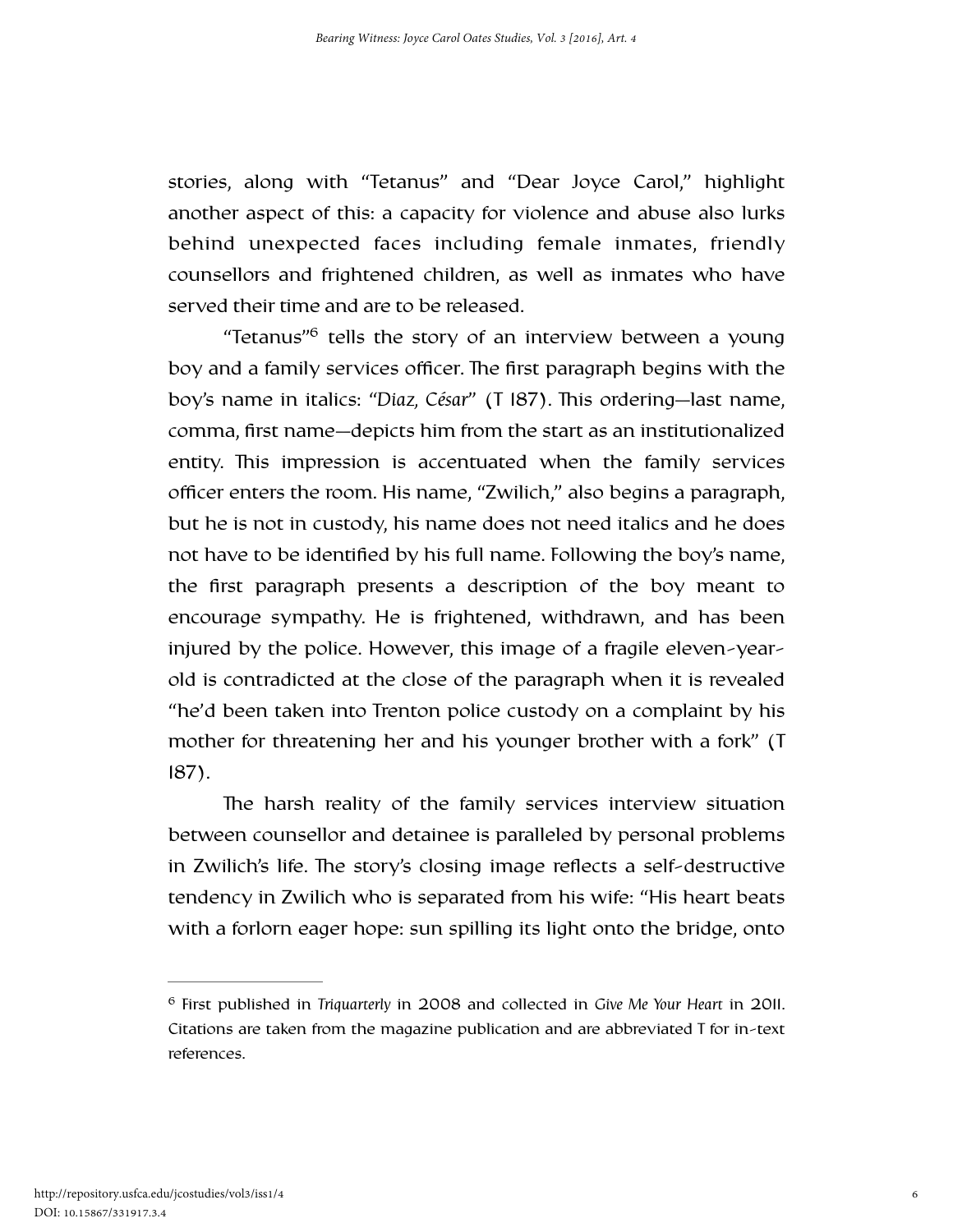stories, along with "Tetanus" and "Dear Joyce Carol," highlight another aspect of this: a capacity for violence and abuse also lurks behind unexpected faces including female inmates, friendly counsellors and frightened children, as well as inmates who have served their time and are to be released.

"Tetanus"[6] tells the story of an interview between a young boy and a family services officer. The first paragraph begins with the boy's name in italics: "*Diaz, César*" (T 187). This ordering—last name, comma, first name—depicts him from the start as an institutionalized entity. This impression is accentuated when the family services officer enters the room. His name, "Zwilich," also begins a paragraph, but he is not in custody, his name does not need italics and he does not have to be identified by his full name. Following the boy's name, the first paragraph presents a description of the boy meant to encourage sympathy. He is frightened, withdrawn, and has been injured by the police. However, this image of a fragile eleven-year-old is contradicted at the close of the paragraph when it is revealed "he'd been taken into Trenton police custody on a complaint by his mother for threatening her and his younger brother with a fork" (T 187).

The harsh reality of the family services interview situation between counsellor and detainee is paralleled by personal problems in Zwilich's life. The story's closing image reflects a self-destructive tendency in Zwilich who is separated from his wife: "His heart beats with a forlorn eager hope: sun spilling its light onto the bridge, onto

---

[6] First published in *Triquarterly* in 2008 and collected in *Give Me Your Heart* in 2011. Citations are taken from the magazine publication and are abbreviated T for in-text references.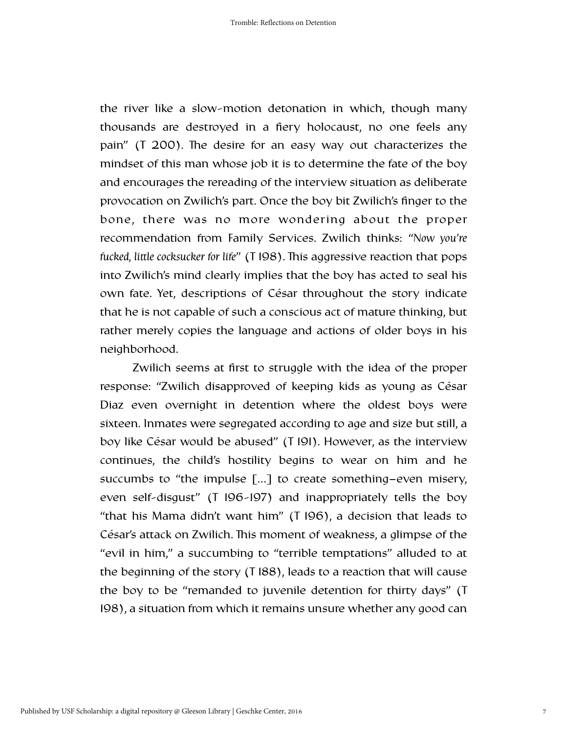the river like a slow-motion detonation in which, though many thousands are destroyed in a fiery holocaust, no one feels any pain" (T 200). The desire for an easy way out characterizes the mindset of this man whose job it is to determine the fate of the boy and encourages the rereading of the interview situation as deliberate provocation on Zwilich's part. Once the boy bit Zwilich's finger to the bone, there was no more wondering about the proper recommendation from Family Services. Zwilich thinks: *"Now you're fucked, little cocksucker for life"* (T 198). This aggressive reaction that pops into Zwilich's mind clearly implies that the boy has acted to seal his own fate. Yet, descriptions of César throughout the story indicate that he is not capable of such a conscious act of mature thinking, but rather merely copies the language and actions of older boys in his neighborhood.

Zwilich seems at first to struggle with the idea of the proper response: "Zwilich disapproved of keeping kids as young as César Diaz even overnight in detention where the oldest boys were sixteen. Inmates were segregated according to age and size but still, a boy like César would be abused" (T 191). However, as the interview continues, the child's hostility begins to wear on him and he succumbs to "the impulse [...] to create something—even misery, even self-disgust" (T 196-197) and inappropriately tells the boy "that his Mama didn't want him" (T 196), a decision that leads to César's attack on Zwilich. This moment of weakness, a glimpse of the "evil in him," a succumbing to "terrible temptations" alluded to at the beginning of the story (T 188), leads to a reaction that will cause the boy to be "remanded to juvenile detention for thirty days" (T 198), a situation from which it remains unsure whether any good can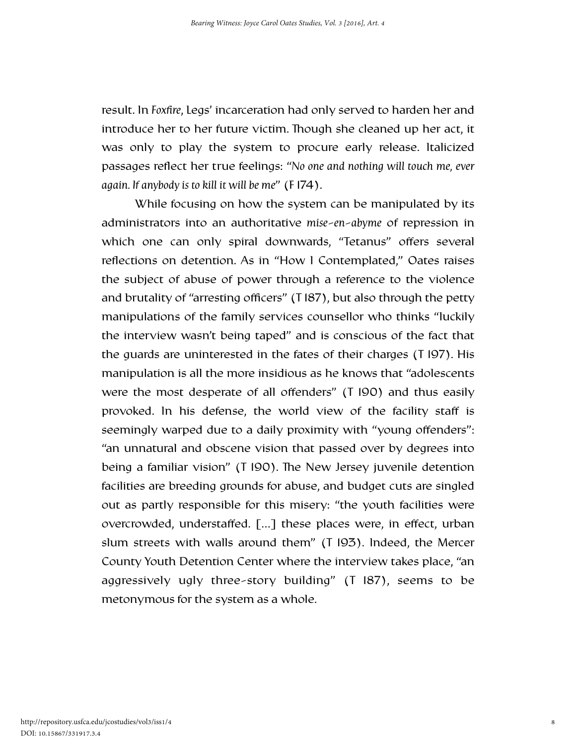result. In *Foxfire*, Legs' incarceration had only served to harden her and introduce her to her future victim. Though she cleaned up her act, it was only to play the system to procure early release. Italicized passages reflect her true feelings: "*No one and nothing will touch me, ever again. If anybody is to kill it will be me*" (F 174).

While focusing on how the system can be manipulated by its administrators into an authoritative *mise-en-abyme* of repression in which one can only spiral downwards, "Tetanus" offers several reflections on detention. As in "How I Contemplated," Oates raises the subject of abuse of power through a reference to the violence and brutality of "arresting officers" (T 187), but also through the petty manipulations of the family services counsellor who thinks "luckily the interview wasn't being taped" and is conscious of the fact that the guards are uninterested in the fates of their charges (T 197). His manipulation is all the more insidious as he knows that "adolescents were the most desperate of all offenders" (T 190) and thus easily provoked. In his defense, the world view of the facility staff is seemingly warped due to a daily proximity with "young offenders": "an unnatural and obscene vision that passed over by degrees into being a familiar vision" (T 190). The New Jersey juvenile detention facilities are breeding grounds for abuse, and budget cuts are singled out as partly responsible for this misery: "the youth facilities were overcrowded, understaffed. [...] these places were, in effect, urban slum streets with walls around them" (T 193). Indeed, the Mercer County Youth Detention Center where the interview takes place, "an aggressively ugly three-story building" (T 187), seems to be metonymous for the system as a whole.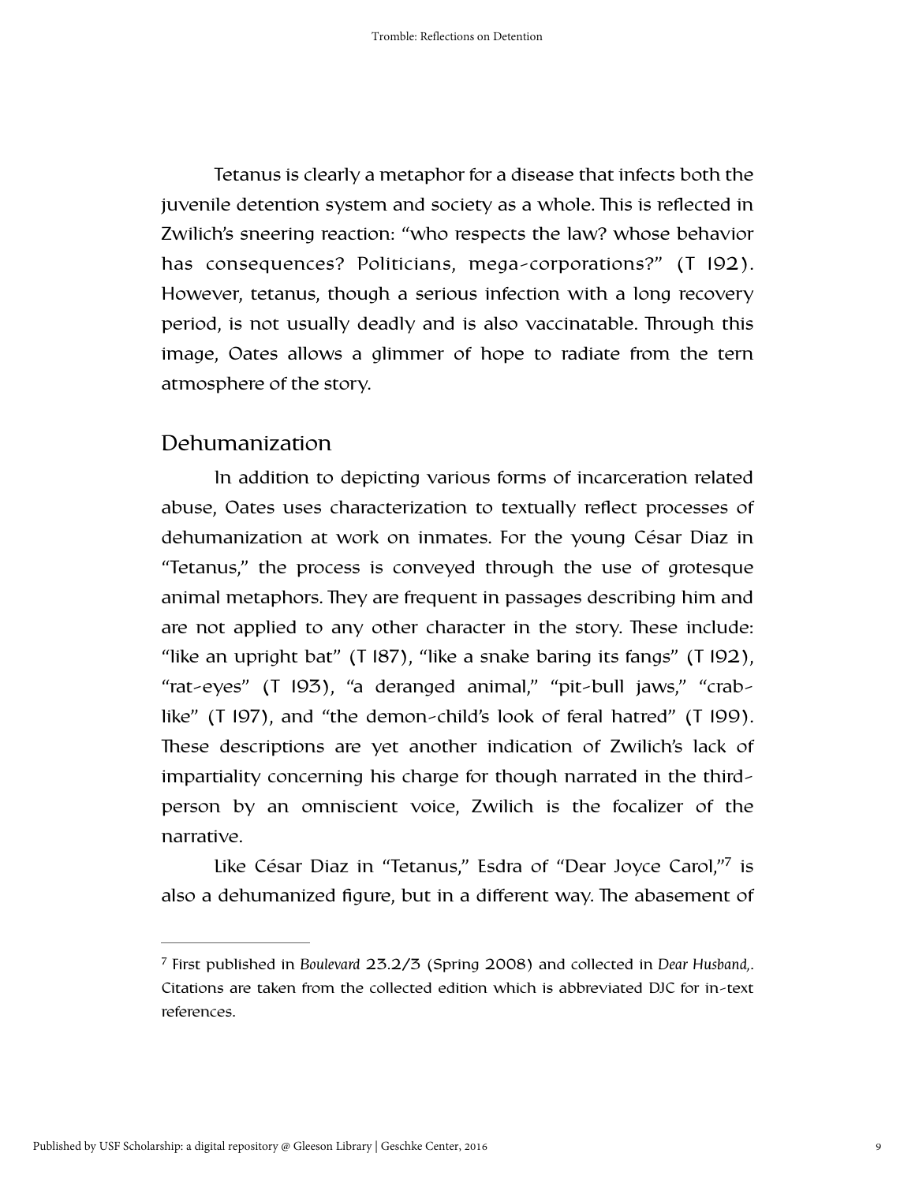Tetanus is clearly a metaphor for a disease that infects both the juvenile detention system and society as a whole. This is reflected in Zwilich's sneering reaction: "who respects the law? whose behavior has consequences? Politicians, mega-corporations?" (T 192). However, tetanus, though a serious infection with a long recovery period, is not usually deadly and is also vaccinatable. Through this image, Oates allows a glimmer of hope to radiate from the tern atmosphere of the story.

## Dehumanization

In addition to depicting various forms of incarceration related abuse, Oates uses characterization to textually reflect processes of dehumanization at work on inmates. For the young César Diaz in "Tetanus," the process is conveyed through the use of grotesque animal metaphors. They are frequent in passages describing him and are not applied to any other character in the story. These include: "like an upright bat" (T 187), "like a snake baring its fangs" (T 192), "rat-eyes" (T 193), "a deranged animal," "pit-bull jaws," "crab-like" (T 197), and "the demon-child's look of feral hatred" (T 199). These descriptions are yet another indication of Zwilich's lack of impartiality concerning his charge for though narrated in the third-person by an omniscient voice, Zwilich is the focalizer of the narrative.

Like César Diaz in "Tetanus," Esdra of "Dear Joyce Carol,"[7] is also a dehumanized figure, but in a different way. The abasement of

---

[7] First published in *Boulevard* 23.2/3 (Spring 2008) and collected in *Dear Husband,*. Citations are taken from the collected edition which is abbreviated DJC for in-text references.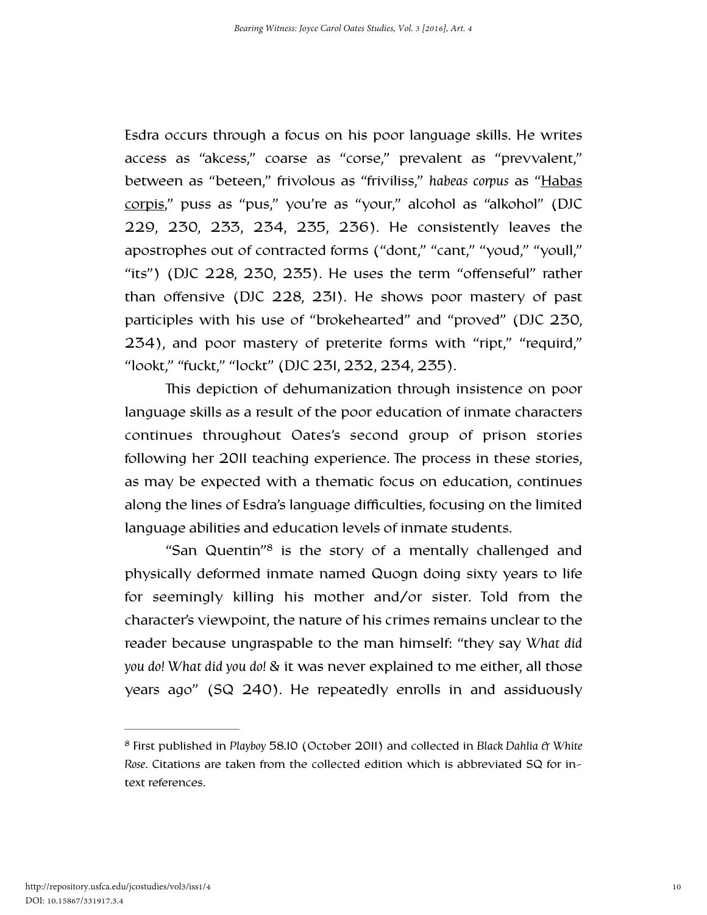Esdra occurs through a focus on his poor language skills. He writes access as "akcess," coarse as "corse," prevalent as "prevvalent," between as "beteen," frivolous as "friviliss," *habeas corpus* as "Habas corpis," puss as "pus," you're as "your," alcohol as "alkohol" (DJC 229, 230, 233, 234, 235, 236). He consistently leaves the apostrophes out of contracted forms ("dont," "cant," "youd," "youll," "its") (DJC 228, 230, 235). He uses the term "offenseful" rather than offensive (DJC 228, 231). He shows poor mastery of past participles with his use of "brokehearted" and "proved" (DJC 230, 234), and poor mastery of preterite forms with "ript," "requird," "lookt," "fuckt," "lockt" (DJC 231, 232, 234, 235).

This depiction of dehumanization through insistence on poor language skills as a result of the poor education of inmate characters continues throughout Oates's second group of prison stories following her 2011 teaching experience. The process in these stories, as may be expected with a thematic focus on education, continues along the lines of Esdra's language difficulties, focusing on the limited language abilities and education levels of inmate students.

"San Quentin"[8] is the story of a mentally challenged and physically deformed inmate named Quogn doing sixty years to life for seemingly killing his mother and/or sister. Told from the character's viewpoint, the nature of his crimes remains unclear to the reader because ungraspable to the man himself: "they say *What did you do! What did you do!* & it was never explained to me either, all those years ago" (SQ 240). He repeatedly enrolls in and assiduously

---

[8] First published in *Playboy* 58.10 (October 2011) and collected in *Black Dahlia & White Rose*. Citations are taken from the collected edition which is abbreviated SQ for in-text references.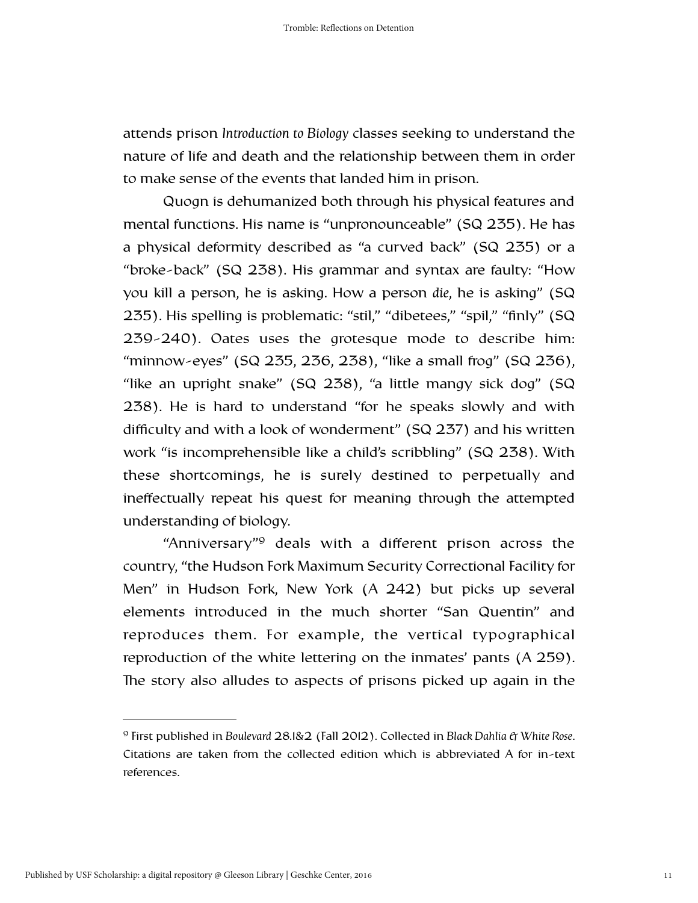attends prison *Introduction to Biology* classes seeking to understand the nature of life and death and the relationship between them in order to make sense of the events that landed him in prison.

Quogn is dehumanized both through his physical features and mental functions. His name is "unpronounceable" (SQ 235). He has a physical deformity described as "a curved back" (SQ 235) or a "broke-back" (SQ 238). His grammar and syntax are faulty: "How you kill a person, he is asking. How a person *die*, he is asking" (SQ 235). His spelling is problematic: "stil," "dibetees," "spil," "finly" (SQ 239-240). Oates uses the grotesque mode to describe him: "minnow-eyes" (SQ 235, 236, 238), "like a small frog" (SQ 236), "like an upright snake" (SQ 238), "a little mangy sick dog" (SQ 238). He is hard to understand "for he speaks slowly and with difficulty and with a look of wonderment" (SQ 237) and his written work "is incomprehensible like a child's scribbling" (SQ 238). With these shortcomings, he is surely destined to perpetually and ineffectually repeat his quest for meaning through the attempted understanding of biology.

"Anniversary"[9] deals with a different prison across the country, "the Hudson Fork Maximum Security Correctional Facility for Men" in Hudson Fork, New York (A 242) but picks up several elements introduced in the much shorter "San Quentin" and reproduces them. For example, the vertical typographical reproduction of the white lettering on the inmates' pants (A 259). The story also alludes to aspects of prisons picked up again in the

---

[9] First published in *Boulevard* 28.1&2 (Fall 2012). Collected in *Black Dahlia & White Rose*. Citations are taken from the collected edition which is abbreviated A for in-text references.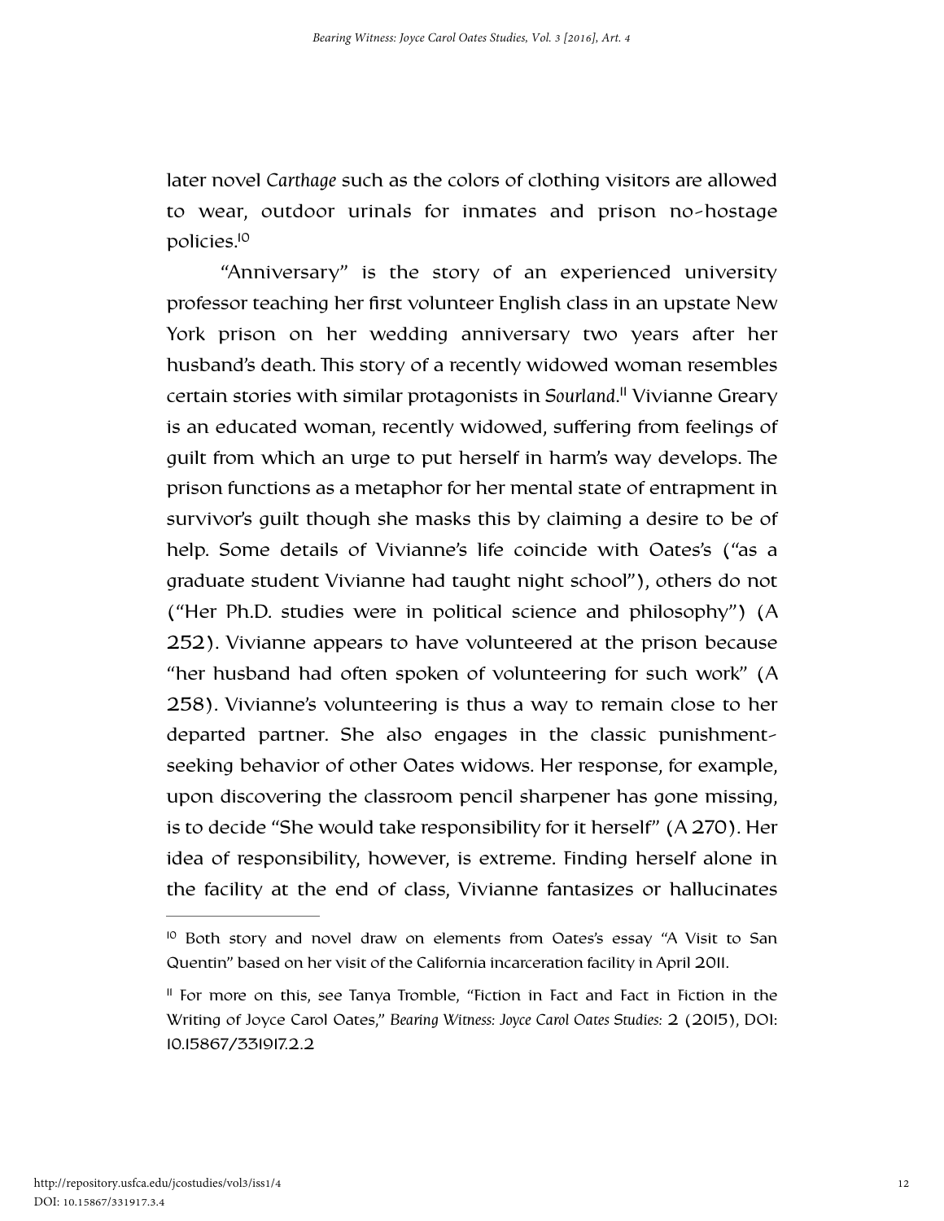later novel *Carthage* such as the colors of clothing visitors are allowed to wear, outdoor urinals for inmates and prison no-hostage policies.[10]

"Anniversary" is the story of an experienced university professor teaching her first volunteer English class in an upstate New York prison on her wedding anniversary two years after her husband's death. This story of a recently widowed woman resembles certain stories with similar protagonists in *Sourland*.[11] Vivianne Greary is an educated woman, recently widowed, suffering from feelings of guilt from which an urge to put herself in harm's way develops. The prison functions as a metaphor for her mental state of entrapment in survivor's guilt though she masks this by claiming a desire to be of help. Some details of Vivianne's life coincide with Oates's ("as a graduate student Vivianne had taught night school"), others do not ("Her Ph.D. studies were in political science and philosophy") (A 252). Vivianne appears to have volunteered at the prison because "her husband had often spoken of volunteering for such work" (A 258). Vivianne's volunteering is thus a way to remain close to her departed partner. She also engages in the classic punishment-seeking behavior of other Oates widows. Her response, for example, upon discovering the classroom pencil sharpener has gone missing, is to decide "She would take responsibility for it herself" (A 270). Her idea of responsibility, however, is extreme. Finding herself alone in the facility at the end of class, Vivianne fantasizes or hallucinates

---

[10] Both story and novel draw on elements from Oates's essay "A Visit to San Quentin" based on her visit of the California incarceration facility in April 2011.

[11] For more on this, see Tanya Tromble, "Fiction in Fact and Fact in Fiction in the Writing of Joyce Carol Oates," *Bearing Witness: Joyce Carol Oates Studies:* 2 (2015), DOI: 10.15867/331917.2.2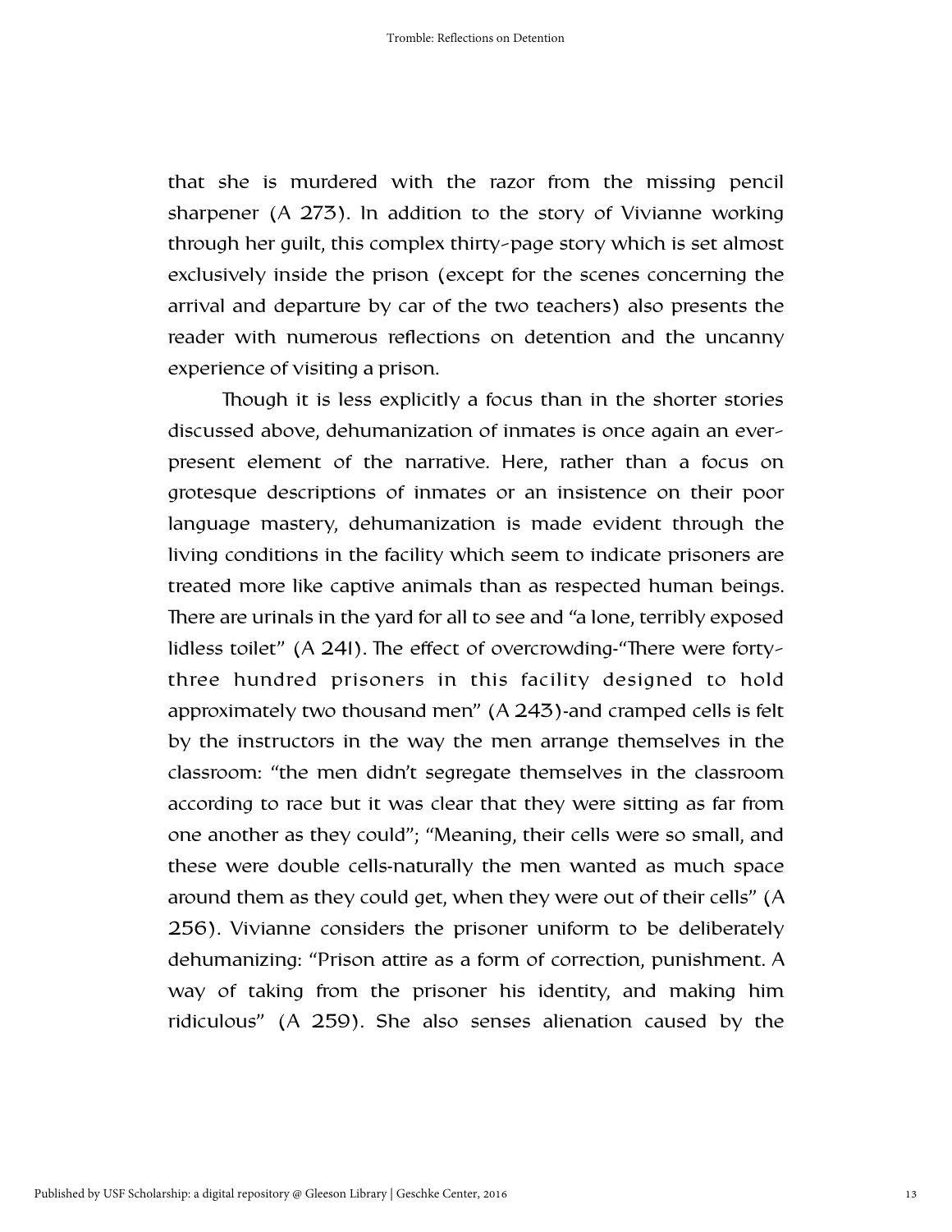that she is murdered with the razor from the missing pencil sharpener (A 273). In addition to the story of Vivianne working through her guilt, this complex thirty-page story which is set almost exclusively inside the prison (except for the scenes concerning the arrival and departure by car of the two teachers) also presents the reader with numerous reflections on detention and the uncanny experience of visiting a prison.

Though it is less explicitly a focus than in the shorter stories discussed above, dehumanization of inmates is once again an ever-present element of the narrative. Here, rather than a focus on grotesque descriptions of inmates or an insistence on their poor language mastery, dehumanization is made evident through the living conditions in the facility which seem to indicate prisoners are treated more like captive animals than as respected human beings. There are urinals in the yard for all to see and "a lone, terribly exposed lidless toilet" (A 241). The effect of overcrowding-"There were forty-three hundred prisoners in this facility designed to hold approximately two thousand men" (A 243)-and cramped cells is felt by the instructors in the way the men arrange themselves in the classroom: "the men didn't segregate themselves in the classroom according to race but it was clear that they were sitting as far from one another as they could"; "Meaning, their cells were so small, and these were double cells-naturally the men wanted as much space around them as they could get, when they were out of their cells" (A 256). Vivianne considers the prisoner uniform to be deliberately dehumanizing: "Prison attire as a form of correction, punishment. A way of taking from the prisoner his identity, and making him ridiculous" (A 259). She also senses alienation caused by the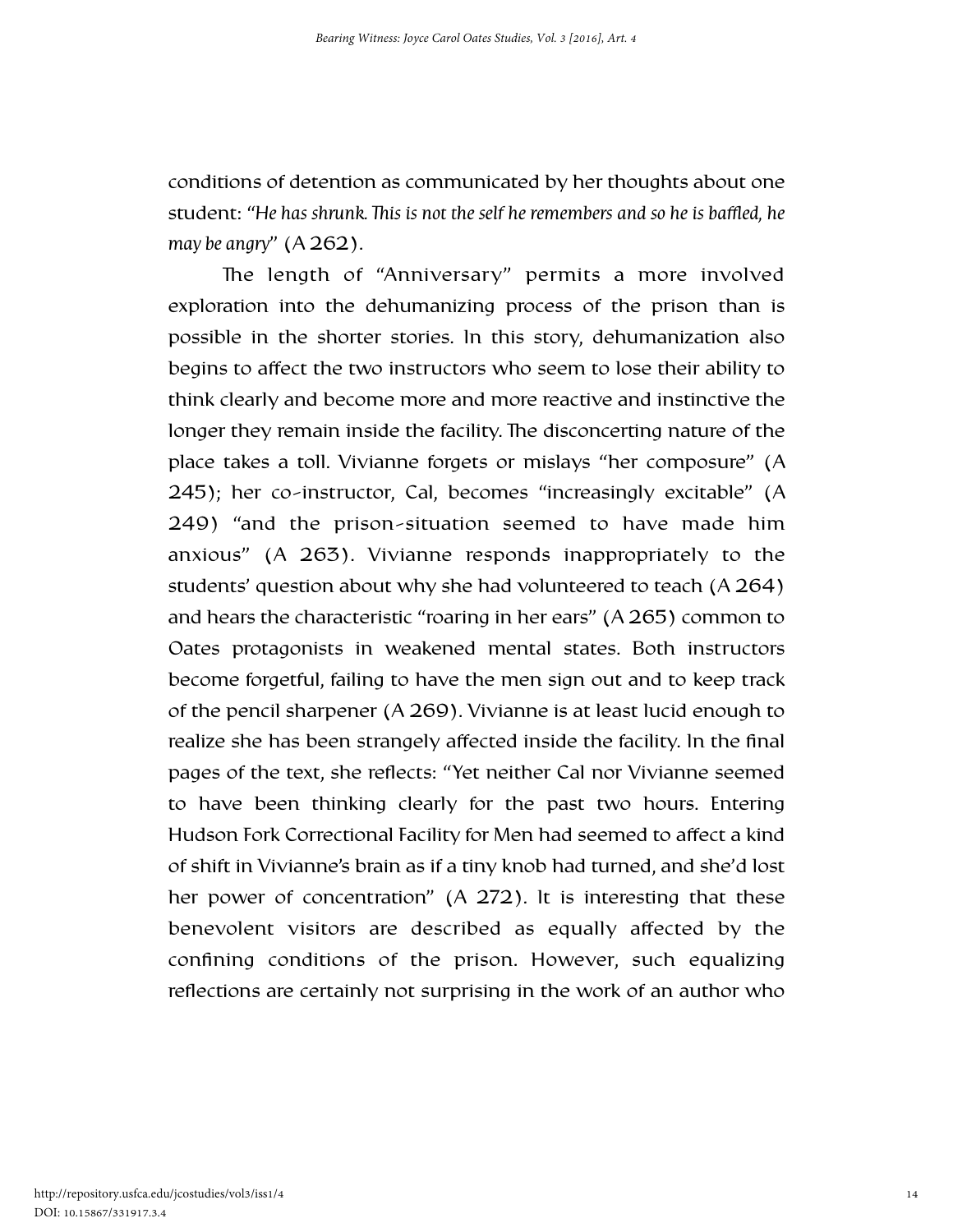conditions of detention as communicated by her thoughts about one student: "*He has shrunk. This is not the self he remembers and so he is baffled, he may be angry*" (A 262).

The length of "Anniversary" permits a more involved exploration into the dehumanizing process of the prison than is possible in the shorter stories. In this story, dehumanization also begins to affect the two instructors who seem to lose their ability to think clearly and become more and more reactive and instinctive the longer they remain inside the facility. The disconcerting nature of the place takes a toll. Vivianne forgets or mislays "her composure" (A 245); her co-instructor, Cal, becomes "increasingly excitable" (A 249) "and the prison-situation seemed to have made him anxious" (A 263). Vivianne responds inappropriately to the students' question about why she had volunteered to teach (A 264) and hears the characteristic "roaring in her ears" (A 265) common to Oates protagonists in weakened mental states. Both instructors become forgetful, failing to have the men sign out and to keep track of the pencil sharpener (A 269). Vivianne is at least lucid enough to realize she has been strangely affected inside the facility. In the final pages of the text, she reflects: "Yet neither Cal nor Vivianne seemed to have been thinking clearly for the past two hours. Entering Hudson Fork Correctional Facility for Men had seemed to affect a kind of shift in Vivianne's brain as if a tiny knob had turned, and she'd lost her power of concentration" (A 272). It is interesting that these benevolent visitors are described as equally affected by the confining conditions of the prison. However, such equalizing reflections are certainly not surprising in the work of an author who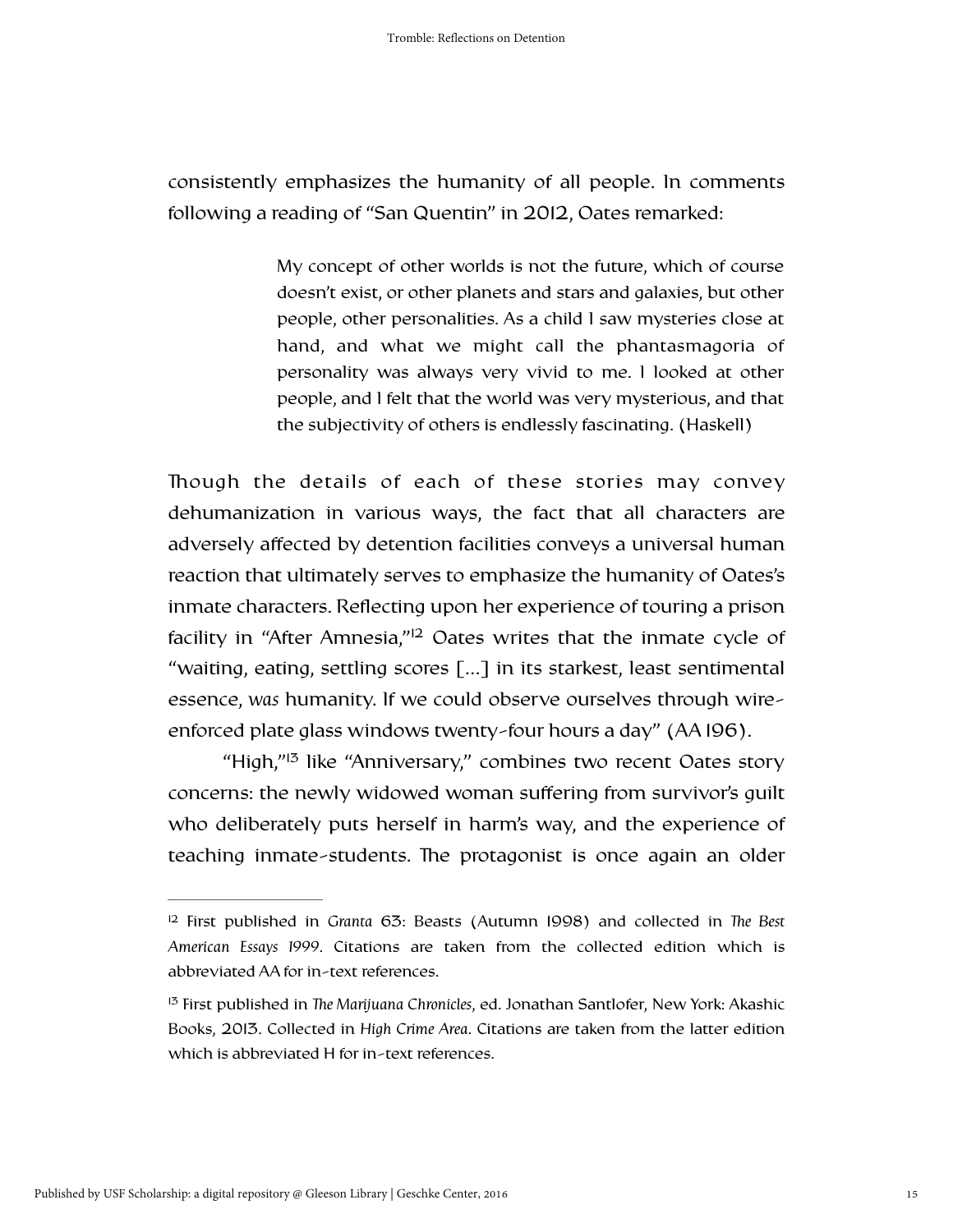consistently emphasizes the humanity of all people. In comments following a reading of "San Quentin" in 2012, Oates remarked:

> My concept of other worlds is not the future, which of course doesn't exist, or other planets and stars and galaxies, but other people, other personalities. As a child I saw mysteries close at hand, and what we might call the phantasmagoria of personality was always very vivid to me. I looked at other people, and I felt that the world was very mysterious, and that the subjectivity of others is endlessly fascinating. (Haskell)

Though the details of each of these stories may convey dehumanization in various ways, the fact that all characters are adversely affected by detention facilities conveys a universal human reaction that ultimately serves to emphasize the humanity of Oates's inmate characters. Reflecting upon her experience of touring a prison facility in "After Amnesia,"[12] Oates writes that the inmate cycle of "waiting, eating, settling scores [...] in its starkest, least sentimental essence, *was* humanity. If we could observe ourselves through wire-enforced plate glass windows twenty-four hours a day" (AA 196).

"High,"[13] like "Anniversary," combines two recent Oates story concerns: the newly widowed woman suffering from survivor's guilt who deliberately puts herself in harm's way, and the experience of teaching inmate-students. The protagonist is once again an older

---

[12] First published in *Granta* 63: Beasts (Autumn 1998) and collected in *The Best American Essays 1999*. Citations are taken from the collected edition which is abbreviated AA for in-text references.

[13] First published in *The Marijuana Chronicles*, ed. Jonathan Santlofer, New York: Akashic Books, 2013. Collected in *High Crime Area*. Citations are taken from the latter edition which is abbreviated H for in-text references.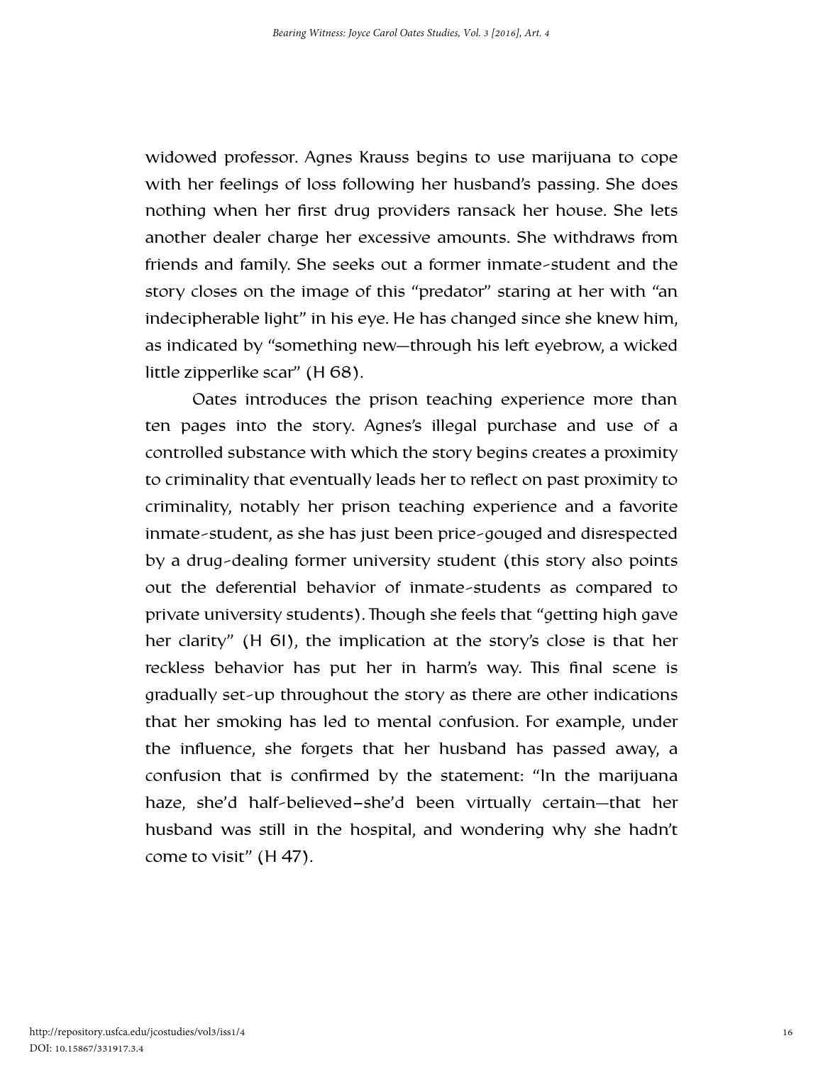widowed professor. Agnes Krauss begins to use marijuana to cope with her feelings of loss following her husband's passing. She does nothing when her first drug providers ransack her house. She lets another dealer charge her excessive amounts. She withdraws from friends and family. She seeks out a former inmate-student and the story closes on the image of this "predator" staring at her with "an indecipherable light" in his eye. He has changed since she knew him, as indicated by "something new—through his left eyebrow, a wicked little zipperlike scar" (H 68).

Oates introduces the prison teaching experience more than ten pages into the story. Agnes's illegal purchase and use of a controlled substance with which the story begins creates a proximity to criminality that eventually leads her to reflect on past proximity to criminality, notably her prison teaching experience and a favorite inmate-student, as she has just been price-gouged and disrespected by a drug-dealing former university student (this story also points out the deferential behavior of inmate-students as compared to private university students). Though she feels that "getting high gave her clarity" (H 61), the implication at the story's close is that her reckless behavior has put her in harm's way. This final scene is gradually set-up throughout the story as there are other indications that her smoking has led to mental confusion. For example, under the influence, she forgets that her husband has passed away, a confusion that is confirmed by the statement: "In the marijuana haze, she'd half-believed–she'd been virtually certain—that her husband was still in the hospital, and wondering why she hadn't come to visit" (H 47).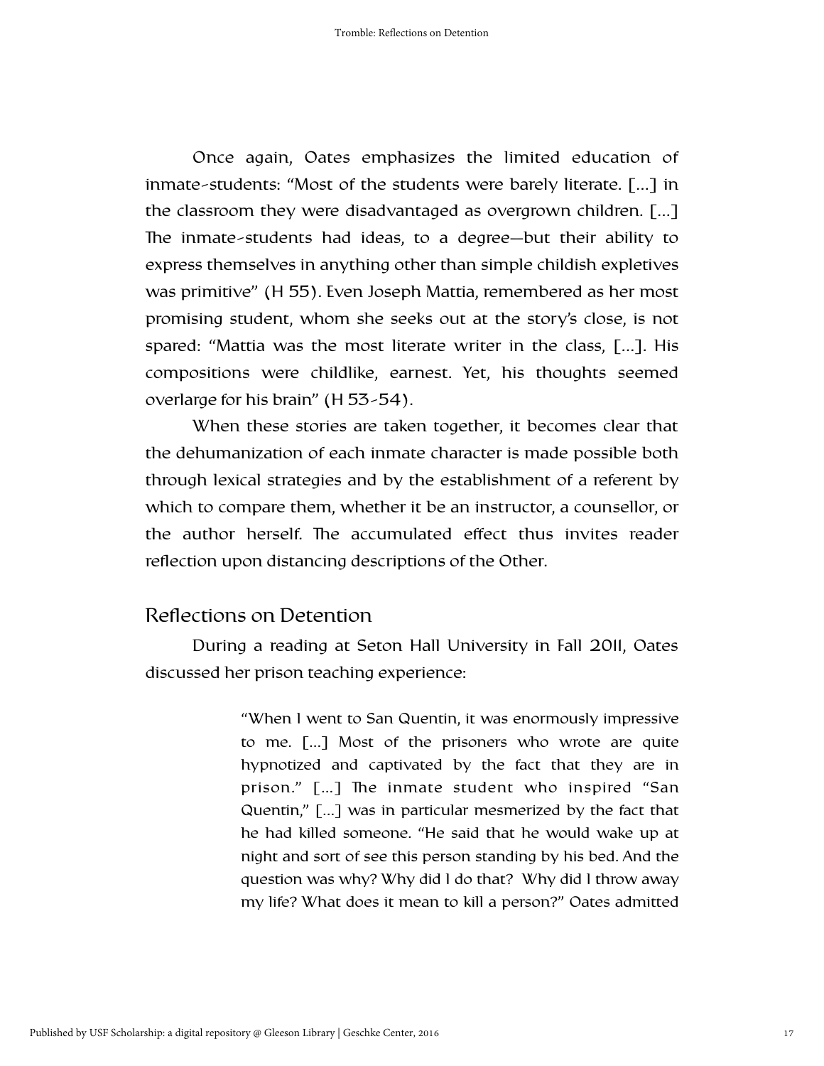Once again, Oates emphasizes the limited education of inmate-students: "Most of the students were barely literate. [...] in the classroom they were disadvantaged as overgrown children. [...] The inmate-students had ideas, to a degree—but their ability to express themselves in anything other than simple childish expletives was primitive" (H 55). Even Joseph Mattia, remembered as her most promising student, whom she seeks out at the story's close, is not spared: "Mattia was the most literate writer in the class, [...]. His compositions were childlike, earnest. Yet, his thoughts seemed overlarge for his brain" (H 53-54).

When these stories are taken together, it becomes clear that the dehumanization of each inmate character is made possible both through lexical strategies and by the establishment of a referent by which to compare them, whether it be an instructor, a counsellor, or the author herself. The accumulated effect thus invites reader reflection upon distancing descriptions of the Other.

## Reflections on Detention

During a reading at Seton Hall University in Fall 2011, Oates discussed her prison teaching experience:

> "When I went to San Quentin, it was enormously impressive to me. [...] Most of the prisoners who wrote are quite hypnotized and captivated by the fact that they are in prison." [...] The inmate student who inspired "San Quentin," [...] was in particular mesmerized by the fact that he had killed someone. "He said that he would wake up at night and sort of see this person standing by his bed. And the question was why? Why did I do that? Why did I throw away my life? What does it mean to kill a person?" Oates admitted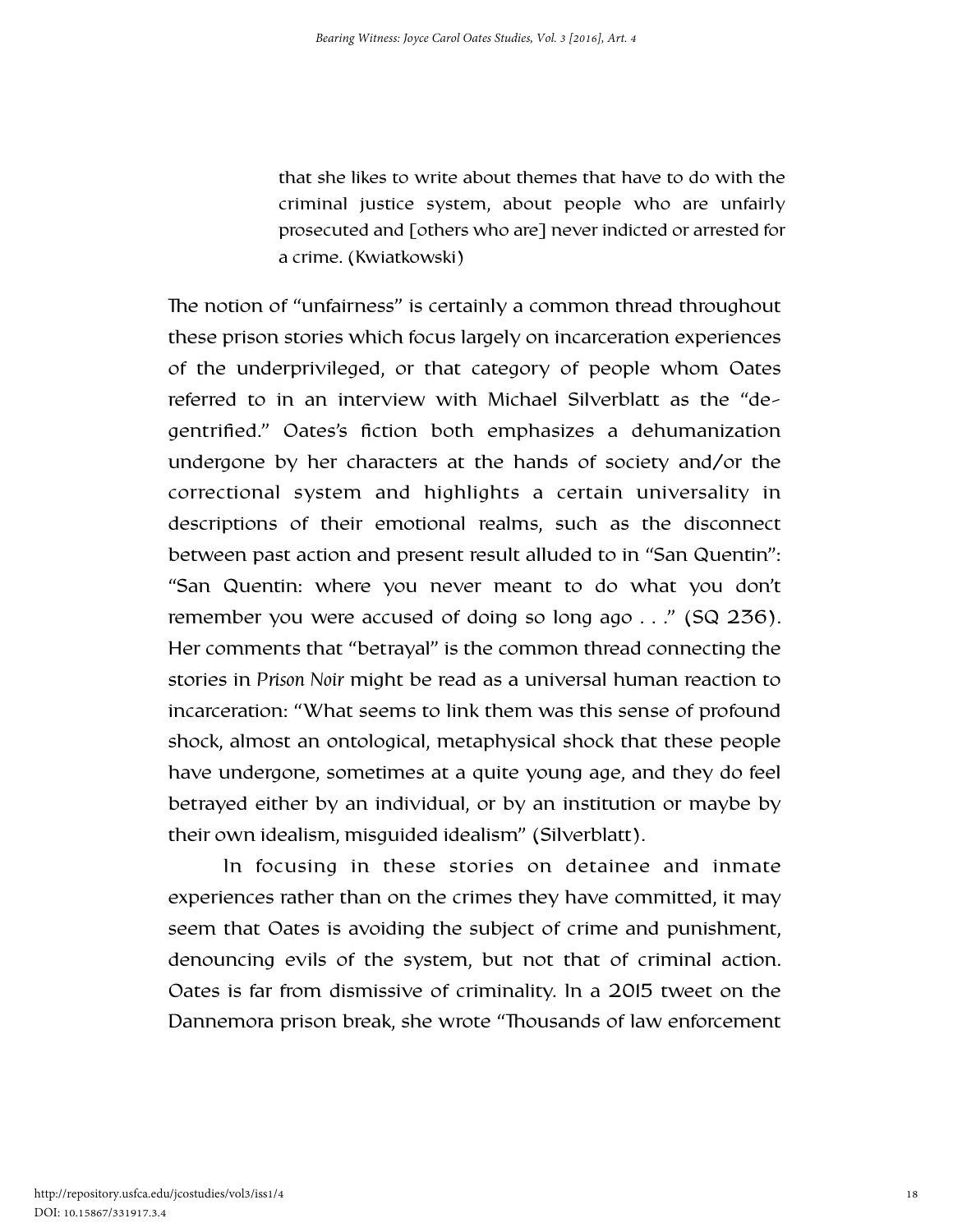> that she likes to write about themes that have to do with the criminal justice system, about people who are unfairly prosecuted and [others who are] never indicted or arrested for a crime. (Kwiatkowski)

The notion of "unfairness" is certainly a common thread throughout these prison stories which focus largely on incarceration experiences of the underprivileged, or that category of people whom Oates referred to in an interview with Michael Silverblatt as the "de-gentrified." Oates's fiction both emphasizes a dehumanization undergone by her characters at the hands of society and/or the correctional system and highlights a certain universality in descriptions of their emotional realms, such as the disconnect between past action and present result alluded to in "San Quentin": "San Quentin: where you never meant to do what you don't remember you were accused of doing so long ago . . ." (SQ 236). Her comments that "betrayal" is the common thread connecting the stories in *Prison Noir* might be read as a universal human reaction to incarceration: "What seems to link them was this sense of profound shock, almost an ontological, metaphysical shock that these people have undergone, sometimes at a quite young age, and they do feel betrayed either by an individual, or by an institution or maybe by their own idealism, misguided idealism" (Silverblatt).

In focusing in these stories on detainee and inmate experiences rather than on the crimes they have committed, it may seem that Oates is avoiding the subject of crime and punishment, denouncing evils of the system, but not that of criminal action. Oates is far from dismissive of criminality. In a 2015 tweet on the Dannemora prison break, she wrote "Thousands of law enforcement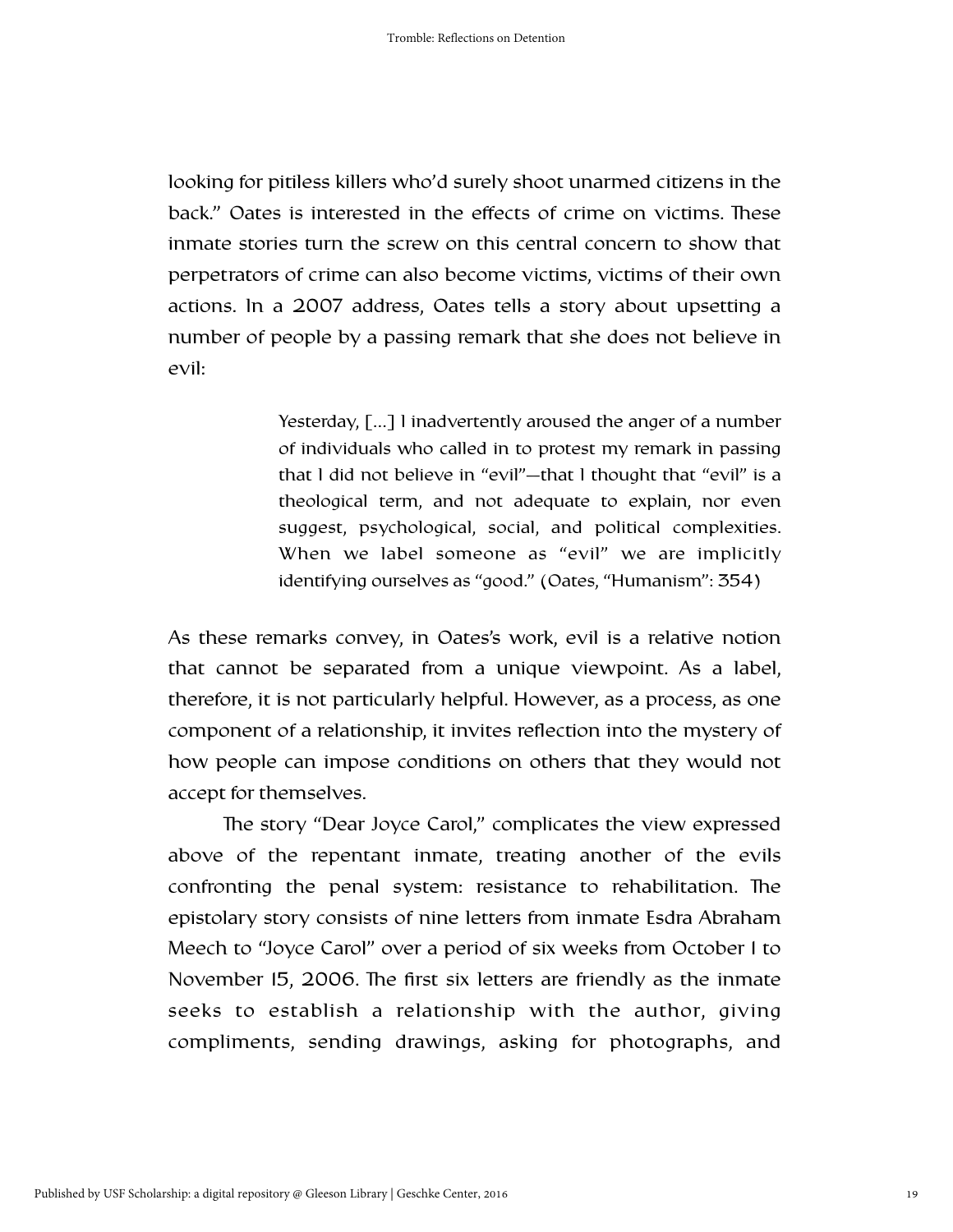looking for pitiless killers who'd surely shoot unarmed citizens in the back." Oates is interested in the effects of crime on victims. These inmate stories turn the screw on this central concern to show that perpetrators of crime can also become victims, victims of their own actions. In a 2007 address, Oates tells a story about upsetting a number of people by a passing remark that she does not believe in evil:

> Yesterday, [...] I inadvertently aroused the anger of a number of individuals who called in to protest my remark in passing that I did not believe in "evil"—that I thought that "evil" is a theological term, and not adequate to explain, nor even suggest, psychological, social, and political complexities. When we label someone as "evil" we are implicitly identifying ourselves as "good." (Oates, "Humanism": 354)

As these remarks convey, in Oates's work, evil is a relative notion that cannot be separated from a unique viewpoint. As a label, therefore, it is not particularly helpful. However, as a process, as one component of a relationship, it invites reflection into the mystery of how people can impose conditions on others that they would not accept for themselves.

The story "Dear Joyce Carol," complicates the view expressed above of the repentant inmate, treating another of the evils confronting the penal system: resistance to rehabilitation. The epistolary story consists of nine letters from inmate Esdra Abraham Meech to "Joyce Carol" over a period of six weeks from October 1 to November 15, 2006. The first six letters are friendly as the inmate seeks to establish a relationship with the author, giving compliments, sending drawings, asking for photographs, and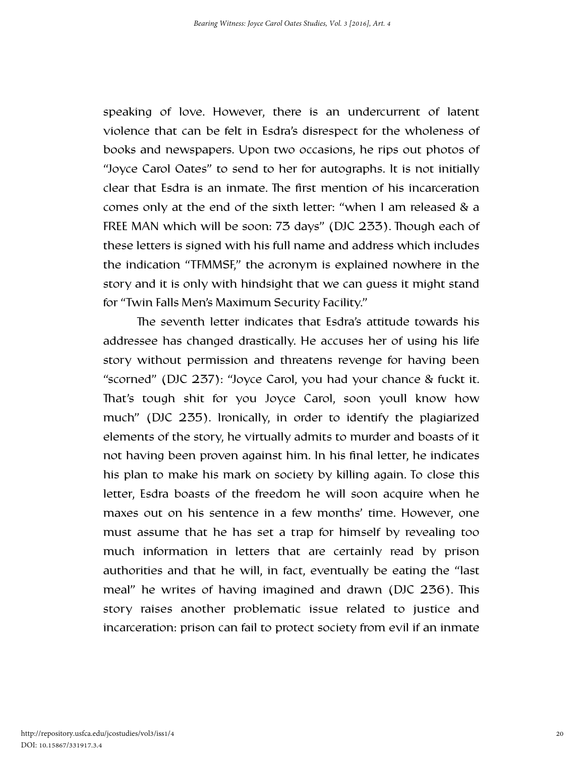speaking of love. However, there is an undercurrent of latent violence that can be felt in Esdra's disrespect for the wholeness of books and newspapers. Upon two occasions, he rips out photos of "Joyce Carol Oates" to send to her for autographs. It is not initially clear that Esdra is an inmate. The first mention of his incarceration comes only at the end of the sixth letter: "when I am released & a FREE MAN which will be soon: 73 days" (DJC 233). Though each of these letters is signed with his full name and address which includes the indication "TFMMSF," the acronym is explained nowhere in the story and it is only with hindsight that we can guess it might stand for "Twin Falls Men's Maximum Security Facility."

The seventh letter indicates that Esdra's attitude towards his addressee has changed drastically. He accuses her of using his life story without permission and threatens revenge for having been "scorned" (DJC 237): "Joyce Carol, you had your chance & fuckt it. That's tough shit for you Joyce Carol, soon youll know how much" (DJC 235). Ironically, in order to identify the plagiarized elements of the story, he virtually admits to murder and boasts of it not having been proven against him. In his final letter, he indicates his plan to make his mark on society by killing again. To close this letter, Esdra boasts of the freedom he will soon acquire when he maxes out on his sentence in a few months' time. However, one must assume that he has set a trap for himself by revealing too much information in letters that are certainly read by prison authorities and that he will, in fact, eventually be eating the "last meal" he writes of having imagined and drawn (DJC 236). This story raises another problematic issue related to justice and incarceration: prison can fail to protect society from evil if an inmate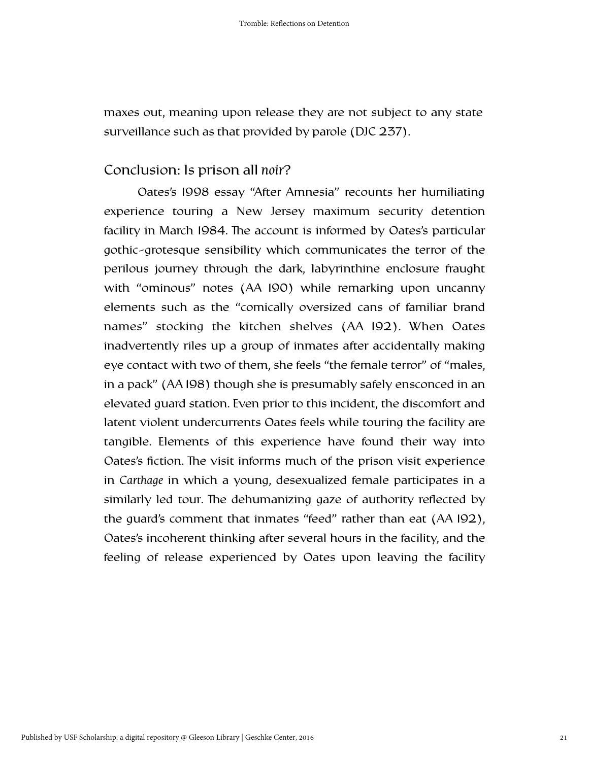maxes out, meaning upon release they are not subject to any state surveillance such as that provided by parole (DJC 237).

## Conclusion: Is prison all *noir*?

Oates's 1998 essay "After Amnesia" recounts her humiliating experience touring a New Jersey maximum security detention facility in March 1984. The account is informed by Oates's particular gothic-grotesque sensibility which communicates the terror of the perilous journey through the dark, labyrinthine enclosure fraught with "ominous" notes (AA 190) while remarking upon uncanny elements such as the "comically oversized cans of familiar brand names" stocking the kitchen shelves (AA 192). When Oates inadvertently riles up a group of inmates after accidentally making eye contact with two of them, she feels "the female terror" of "males, in a pack" (AA 198) though she is presumably safely ensconced in an elevated guard station. Even prior to this incident, the discomfort and latent violent undercurrents Oates feels while touring the facility are tangible. Elements of this experience have found their way into Oates's fiction. The visit informs much of the prison visit experience in *Carthage* in which a young, desexualized female participates in a similarly led tour. The dehumanizing gaze of authority reflected by the guard's comment that inmates "feed" rather than eat (AA 192), Oates's incoherent thinking after several hours in the facility, and the feeling of release experienced by Oates upon leaving the facility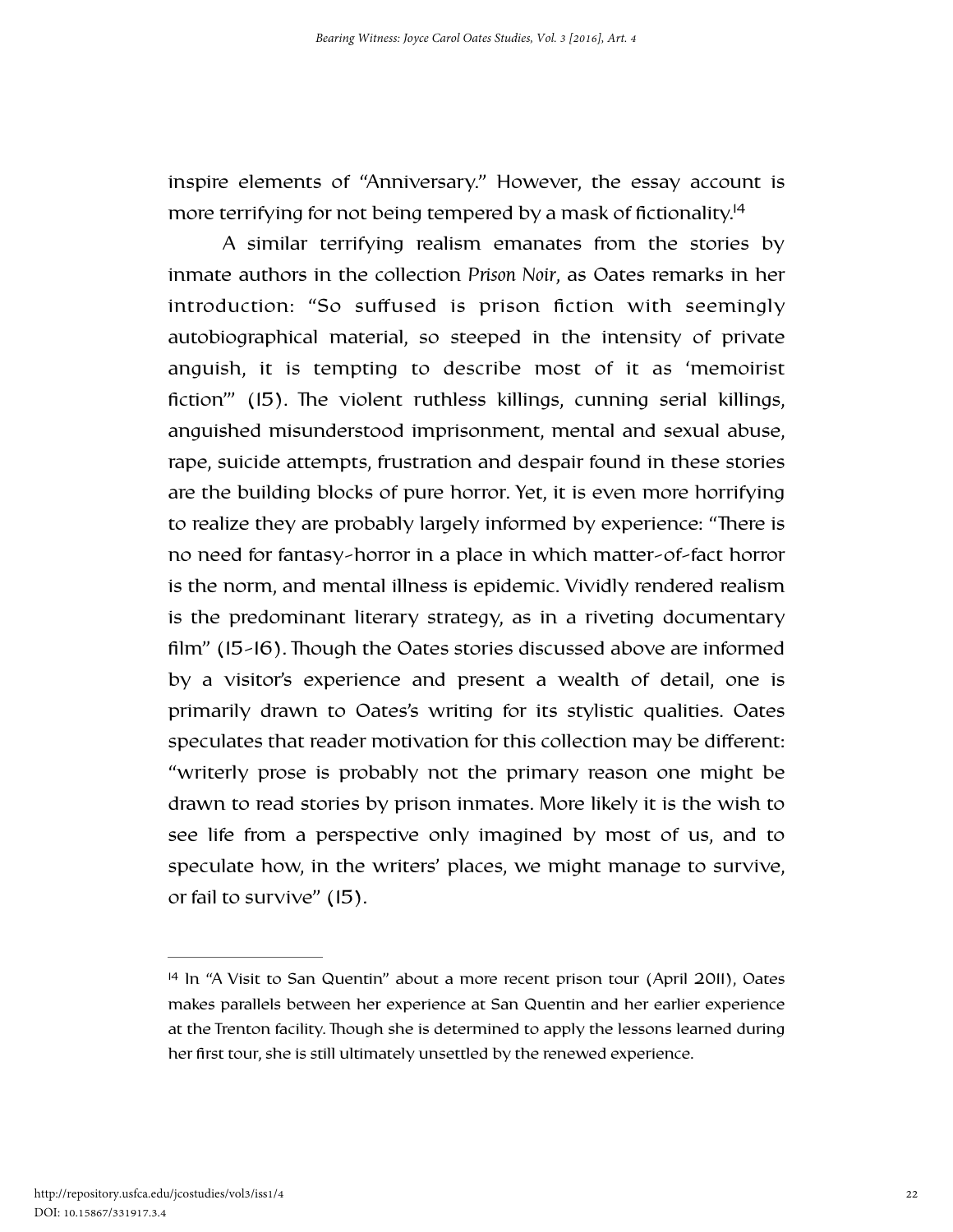inspire elements of "Anniversary." However, the essay account is more terrifying for not being tempered by a mask of fictionality.[14]

A similar terrifying realism emanates from the stories by inmate authors in the collection *Prison Noir*, as Oates remarks in her introduction: "So suffused is prison fiction with seemingly autobiographical material, so steeped in the intensity of private anguish, it is tempting to describe most of it as 'memoirist fiction'" (15). The violent ruthless killings, cunning serial killings, anguished misunderstood imprisonment, mental and sexual abuse, rape, suicide attempts, frustration and despair found in these stories are the building blocks of pure horror. Yet, it is even more horrifying to realize they are probably largely informed by experience: "There is no need for fantasy-horror in a place in which matter-of-fact horror is the norm, and mental illness is epidemic. Vividly rendered realism is the predominant literary strategy, as in a riveting documentary film" (15-16). Though the Oates stories discussed above are informed by a visitor's experience and present a wealth of detail, one is primarily drawn to Oates's writing for its stylistic qualities. Oates speculates that reader motivation for this collection may be different: "writerly prose is probably not the primary reason one might be drawn to read stories by prison inmates. More likely it is the wish to see life from a perspective only imagined by most of us, and to speculate how, in the writers' places, we might manage to survive, or fail to survive" (15).

---

[14] In "A Visit to San Quentin" about a more recent prison tour (April 2011), Oates makes parallels between her experience at San Quentin and her earlier experience at the Trenton facility. Though she is determined to apply the lessons learned during her first tour, she is still ultimately unsettled by the renewed experience.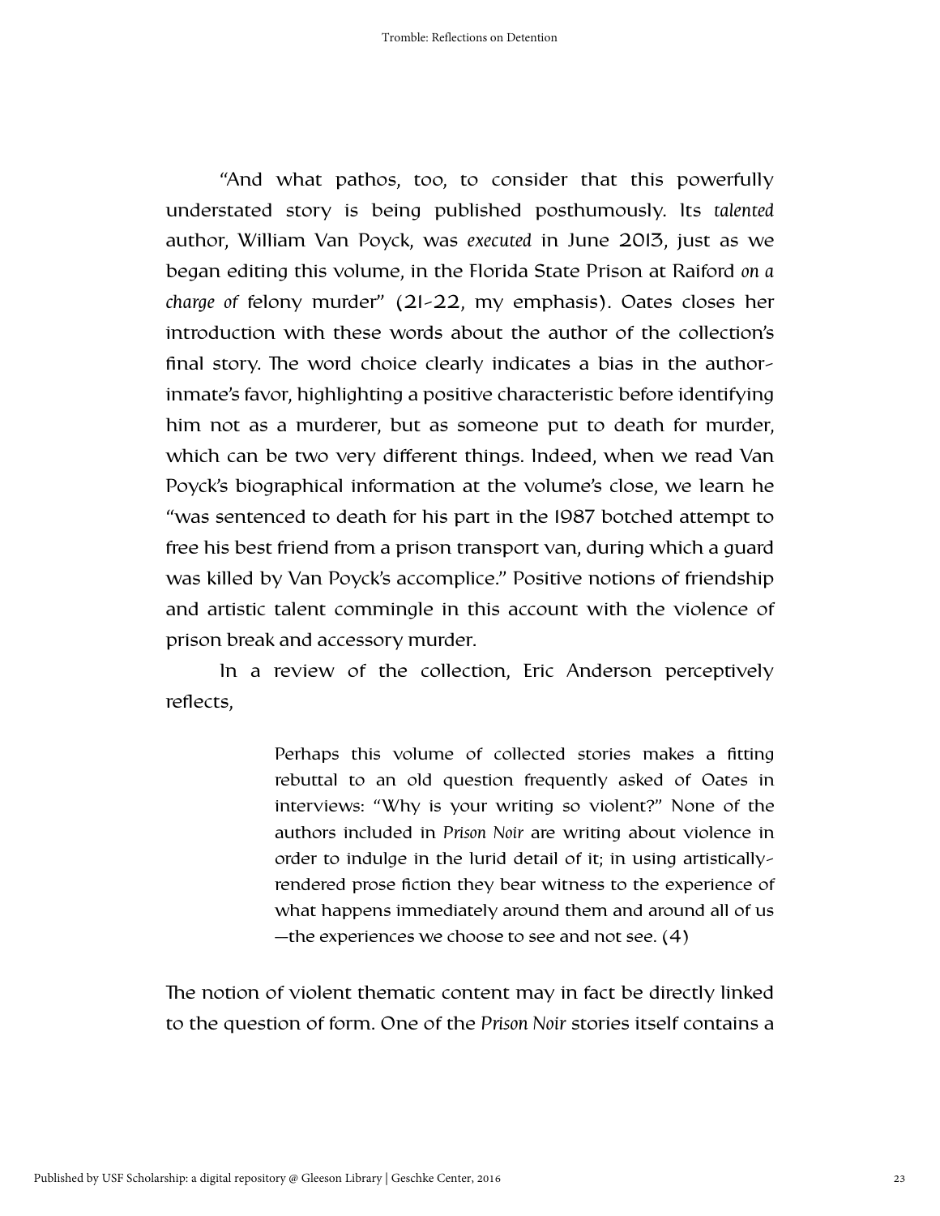"And what pathos, too, to consider that this powerfully understated story is being published posthumously. Its *talented* author, William Van Poyck, was *executed* in June 2013, just as we began editing this volume, in the Florida State Prison at Raiford *on a charge of* felony murder" (21-22, my emphasis). Oates closes her introduction with these words about the author of the collection's final story. The word choice clearly indicates a bias in the author-inmate's favor, highlighting a positive characteristic before identifying him not as a murderer, but as someone put to death for murder, which can be two very different things. Indeed, when we read Van Poyck's biographical information at the volume's close, we learn he "was sentenced to death for his part in the 1987 botched attempt to free his best friend from a prison transport van, during which a guard was killed by Van Poyck's accomplice." Positive notions of friendship and artistic talent commingle in this account with the violence of prison break and accessory murder.

In a review of the collection, Eric Anderson perceptively reflects,

> Perhaps this volume of collected stories makes a fitting rebuttal to an old question frequently asked of Oates in interviews: "Why is your writing so violent?" None of the authors included in *Prison Noir* are writing about violence in order to indulge in the lurid detail of it; in using artistically-rendered prose fiction they bear witness to the experience of what happens immediately around them and around all of us —the experiences we choose to see and not see. (4)

The notion of violent thematic content may in fact be directly linked to the question of form. One of the *Prison Noir* stories itself contains a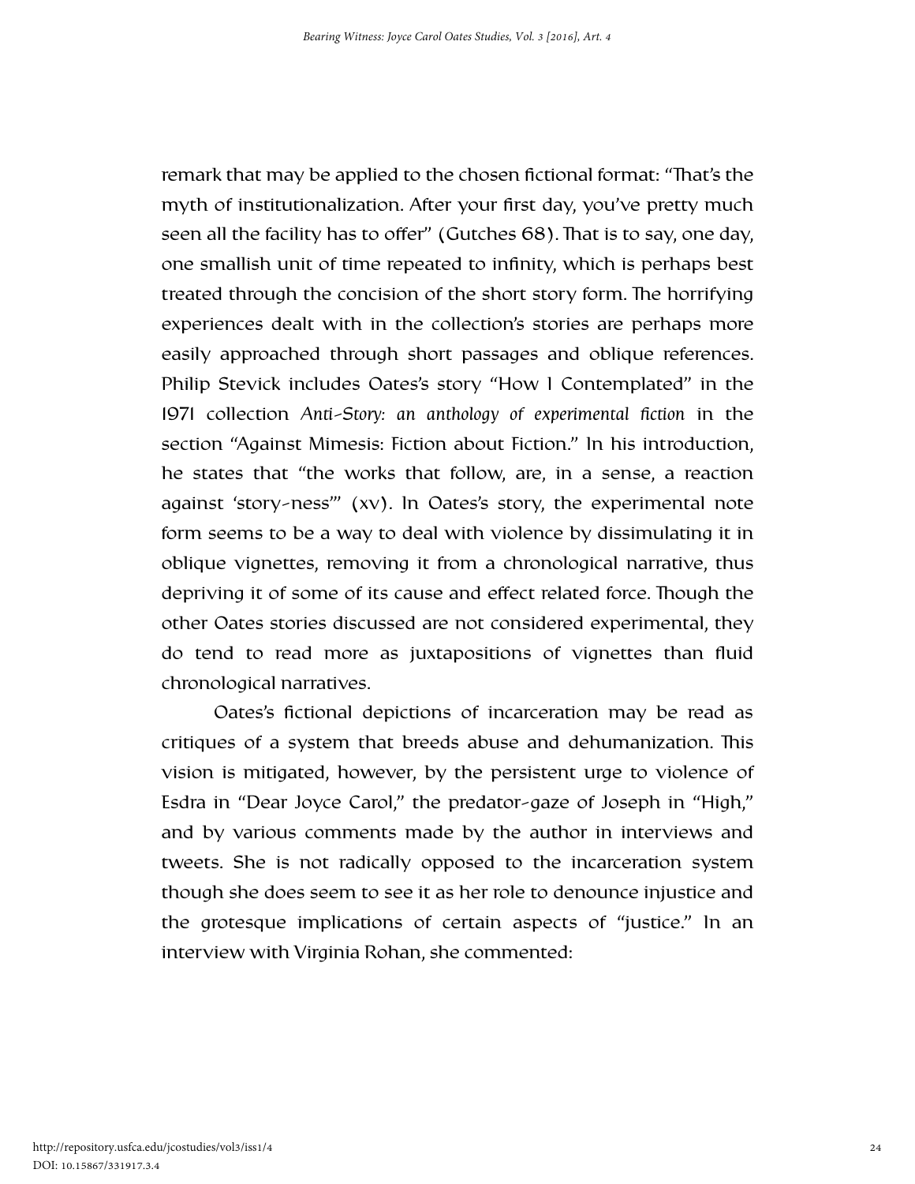remark that may be applied to the chosen fictional format: "That's the myth of institutionalization. After your first day, you've pretty much seen all the facility has to offer" (Gutches 68). That is to say, one day, one smallish unit of time repeated to infinity, which is perhaps best treated through the concision of the short story form. The horrifying experiences dealt with in the collection's stories are perhaps more easily approached through short passages and oblique references. Philip Stevick includes Oates's story "How I Contemplated" in the 1971 collection *Anti-Story: an anthology of experimental fiction* in the section "Against Mimesis: Fiction about Fiction." In his introduction, he states that "the works that follow, are, in a sense, a reaction against 'story-ness'" (xv). In Oates's story, the experimental note form seems to be a way to deal with violence by dissimulating it in oblique vignettes, removing it from a chronological narrative, thus depriving it of some of its cause and effect related force. Though the other Oates stories discussed are not considered experimental, they do tend to read more as juxtapositions of vignettes than fluid chronological narratives.

Oates's fictional depictions of incarceration may be read as critiques of a system that breeds abuse and dehumanization. This vision is mitigated, however, by the persistent urge to violence of Esdra in "Dear Joyce Carol," the predator-gaze of Joseph in "High," and by various comments made by the author in interviews and tweets. She is not radically opposed to the incarceration system though she does seem to see it as her role to denounce injustice and the grotesque implications of certain aspects of "justice." In an interview with Virginia Rohan, she commented: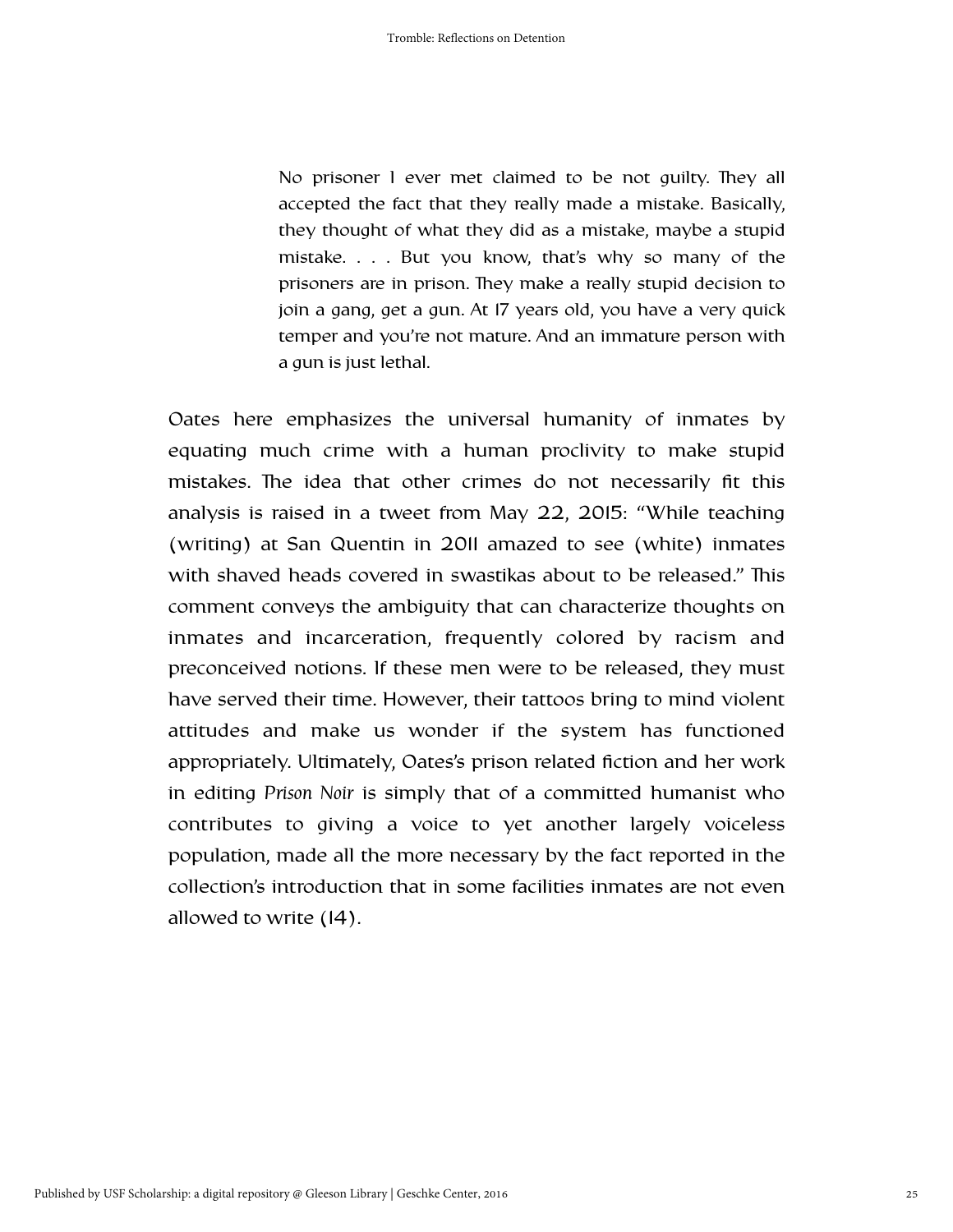> No prisoner I ever met claimed to be not guilty. They all accepted the fact that they really made a mistake. Basically, they thought of what they did as a mistake, maybe a stupid mistake. . . . But you know, that's why so many of the prisoners are in prison. They make a really stupid decision to join a gang, get a gun. At 17 years old, you have a very quick temper and you're not mature. And an immature person with a gun is just lethal.

Oates here emphasizes the universal humanity of inmates by equating much crime with a human proclivity to make stupid mistakes. The idea that other crimes do not necessarily fit this analysis is raised in a tweet from May 22, 2015: "While teaching (writing) at San Quentin in 2011 amazed to see (white) inmates with shaved heads covered in swastikas about to be released." This comment conveys the ambiguity that can characterize thoughts on inmates and incarceration, frequently colored by racism and preconceived notions. If these men were to be released, they must have served their time. However, their tattoos bring to mind violent attitudes and make us wonder if the system has functioned appropriately. Ultimately, Oates's prison related fiction and her work in editing *Prison Noir* is simply that of a committed humanist who contributes to giving a voice to yet another largely voiceless population, made all the more necessary by the fact reported in the collection's introduction that in some facilities inmates are not even allowed to write (14).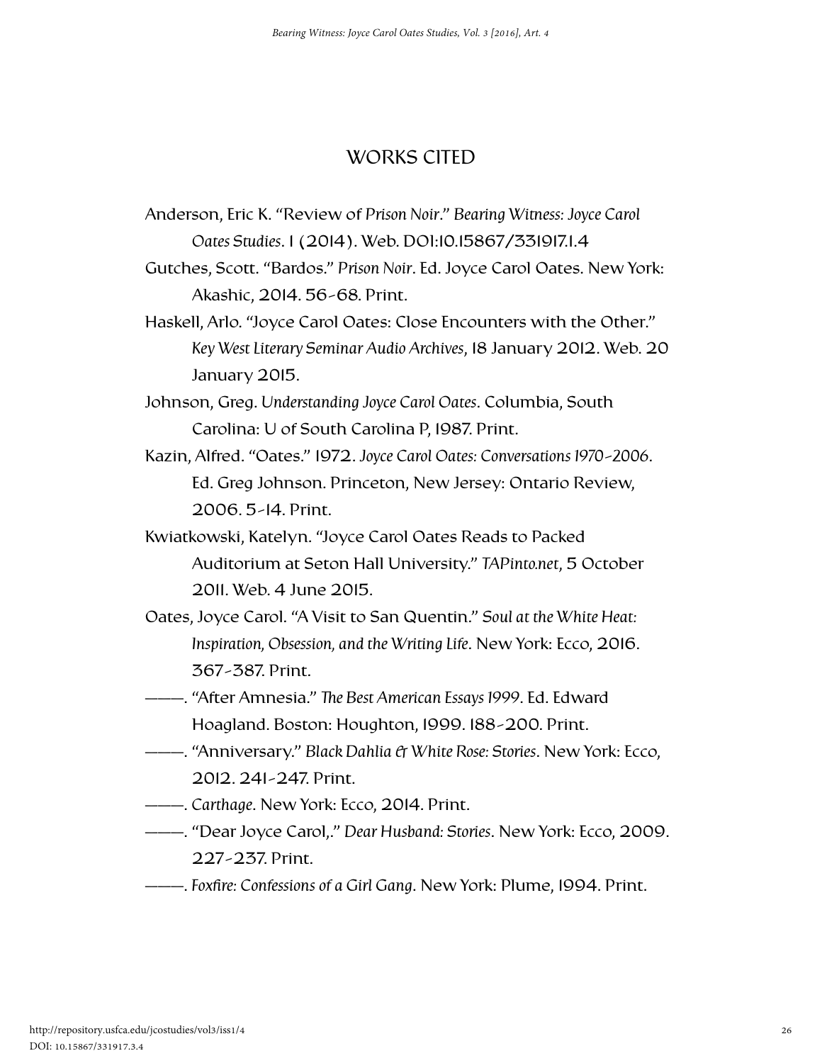## WORKS CITED

Anderson, Eric K. "Review of *Prison Noir*." *Bearing Witness: Joyce Carol Oates Studies*. 1 (2014). Web. DOI:10.15867/331917.1.4

Gutches, Scott. "Bardos." *Prison Noir*. Ed. Joyce Carol Oates. New York: Akashic, 2014. 56-68. Print.

Haskell, Arlo. "Joyce Carol Oates: Close Encounters with the Other." *Key West Literary Seminar Audio Archives*, 18 January 2012. Web. 20 January 2015.

Johnson, Greg. *Understanding Joyce Carol Oates*. Columbia, South Carolina: U of South Carolina P, 1987. Print.

Kazin, Alfred. "Oates." 1972. *Joyce Carol Oates: Conversations 1970-2006*. Ed. Greg Johnson. Princeton, New Jersey: Ontario Review, 2006. 5-14. Print.

Kwiatkowski, Katelyn. "Joyce Carol Oates Reads to Packed Auditorium at Seton Hall University." *TAPinto.net*, 5 October 2011. Web. 4 June 2015.

Oates, Joyce Carol. "A Visit to San Quentin." *Soul at the White Heat: Inspiration, Obsession, and the Writing Life*. New York: Ecco, 2016. 367-387. Print.

———. "After Amnesia." *The Best American Essays 1999*. Ed. Edward Hoagland. Boston: Houghton, 1999. 188-200. Print.

———. "Anniversary." *Black Dahlia & White Rose: Stories*. New York: Ecco, 2012. 241-247. Print.

———. *Carthage*. New York: Ecco, 2014. Print.

———. "Dear Joyce Carol,." *Dear Husband: Stories*. New York: Ecco, 2009. 227-237. Print.

———. *Foxfire: Confessions of a Girl Gang*. New York: Plume, 1994. Print.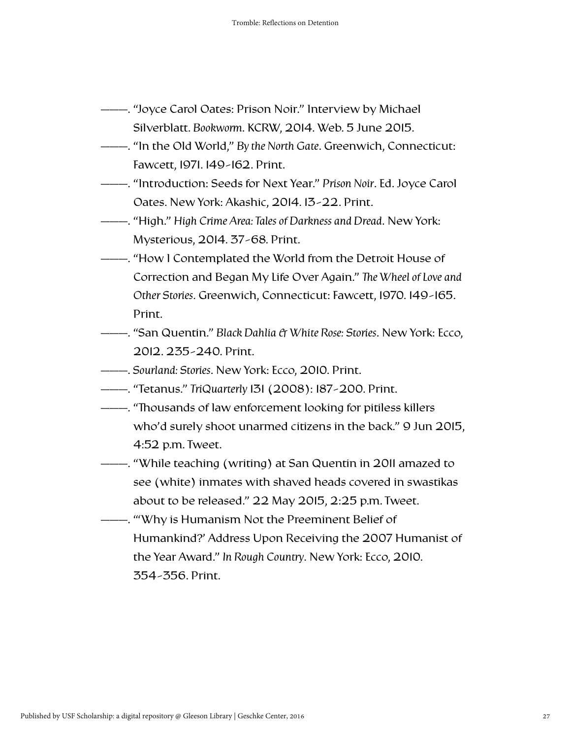———. "Joyce Carol Oates: Prison Noir." Interview by Michael Silverblatt. *Bookworm*. KCRW, 2014. Web. 5 June 2015.

———. "In the Old World," *By the North Gate*. Greenwich, Connecticut: Fawcett, 1971. 149-162. Print.

———. "Introduction: Seeds for Next Year." *Prison Noir*. Ed. Joyce Carol Oates. New York: Akashic, 2014. 13-22. Print.

———. "High." *High Crime Area: Tales of Darkness and Dread*. New York: Mysterious, 2014. 37-68. Print.

———. "How I Contemplated the World from the Detroit House of Correction and Began My Life Over Again." *The Wheel of Love and Other Stories*. Greenwich, Connecticut: Fawcett, 1970. 149-165. Print.

———. "San Quentin." *Black Dahlia & White Rose: Stories*. New York: Ecco, 2012. 235-240. Print.

———. *Sourland: Stories*. New York: Ecco, 2010. Print.

———. "Tetanus." *TriQuarterly* 131 (2008): 187-200. Print.

———. "Thousands of law enforcement looking for pitiless killers who'd surely shoot unarmed citizens in the back." 9 Jun 2015, 4:52 p.m. Tweet.

———. "While teaching (writing) at San Quentin in 2011 amazed to see (white) inmates with shaved heads covered in swastikas about to be released." 22 May 2015, 2:25 p.m. Tweet.

———. "'Why is Humanism Not the Preeminent Belief of Humankind?' Address Upon Receiving the 2007 Humanist of the Year Award." *In Rough Country*. New York: Ecco, 2010. 354-356. Print.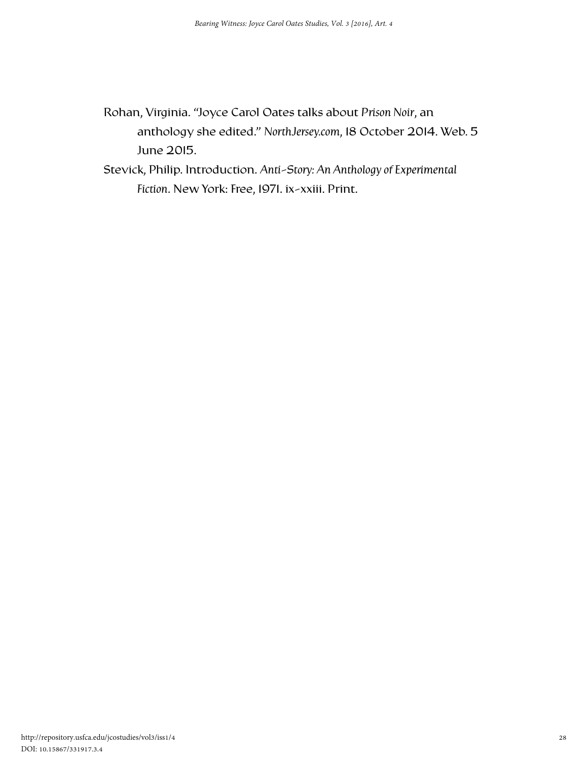Rohan, Virginia. "Joyce Carol Oates talks about *Prison Noir*, an anthology she edited." *NorthJersey.com*, 18 October 2014. Web. 5 June 2015.

Stevick, Philip. Introduction. *Anti-Story: An Anthology of Experimental Fiction*. New York: Free, 1971. ix-xxiii. Print.